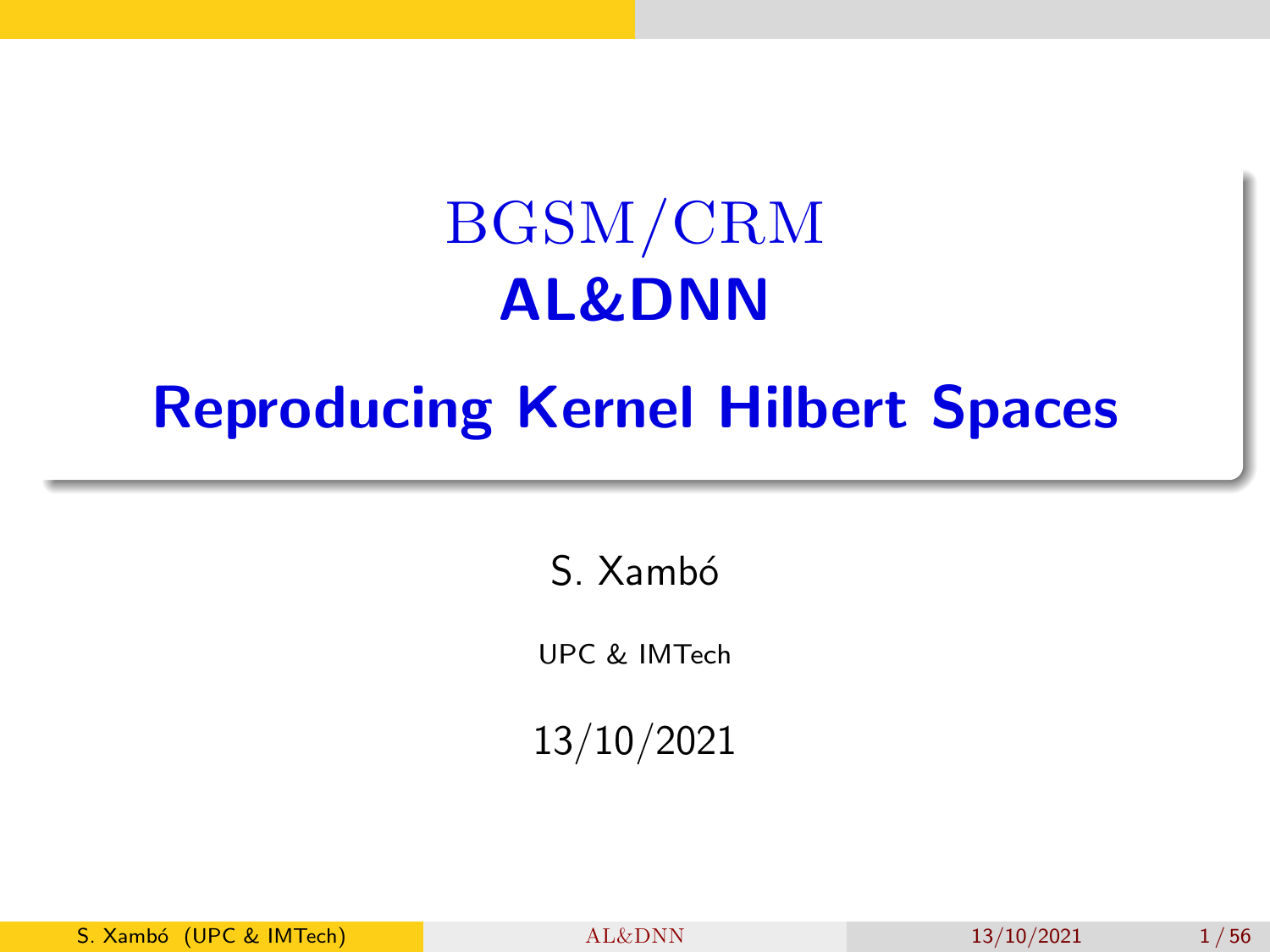# BGSM/CRM
# AL&DNN

# Reproducing Kernel Hilbert Spaces

S. Xambó

UPC & IMTech

13/10/2021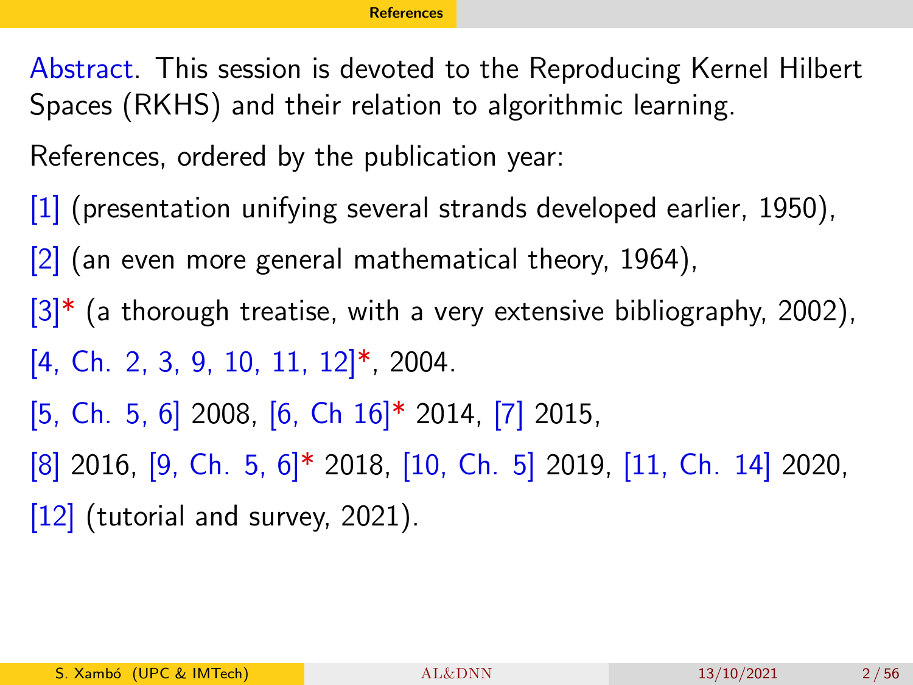Abstract. This session is devoted to the Reproducing Kernel Hilbert Spaces (RKHS) and their relation to algorithmic learning.

References, ordered by the publication year:

[1] (presentation unifying several strands developed earlier, 1950),

[2] (an even more general mathematical theory, 1964),

[3]* (a thorough treatise, with a very extensive bibliography, 2002),

[4, Ch. 2, 3, 9, 10, 11, 12]*, 2004.

[5, Ch. 5, 6] 2008, [6, Ch 16]* 2014, [7] 2015,

[8] 2016, [9, Ch. 5, 6]* 2018, [10, Ch. 5] 2019, [11, Ch. 14] 2020,

[12] (tutorial and survey, 2021).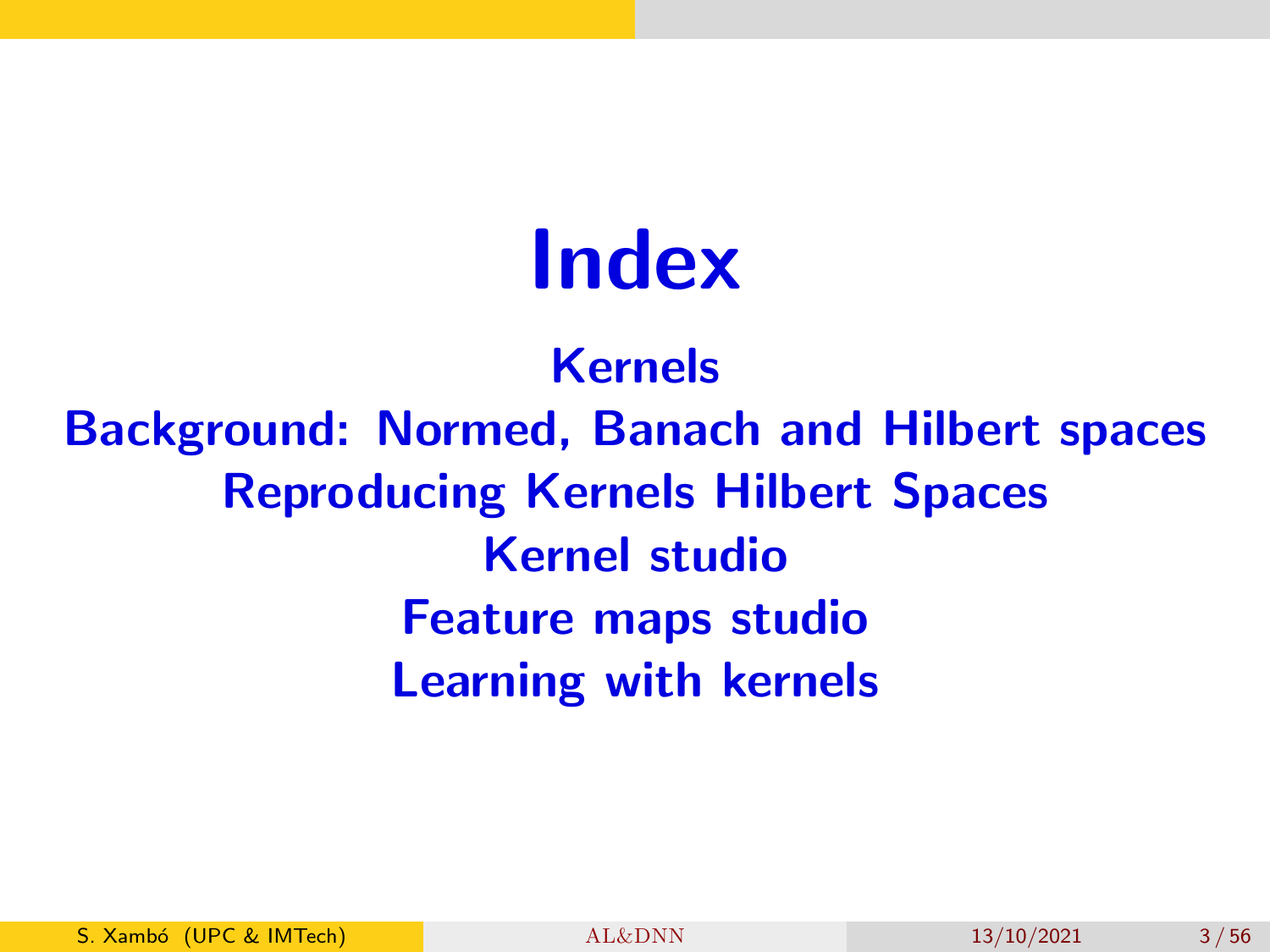# Index

**Kernels**

**Background: Normed, Banach and Hilbert spaces**

**Reproducing Kernels Hilbert Spaces**

**Kernel studio**

**Feature maps studio**

**Learning with kernels**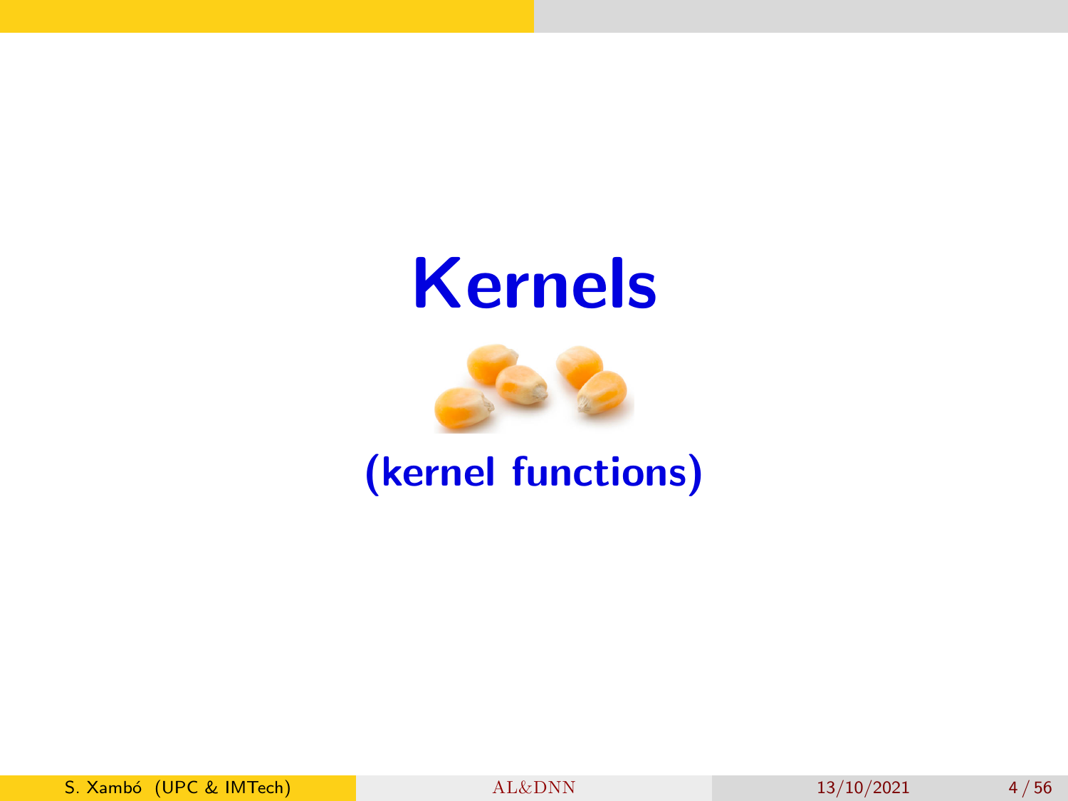# Kernels

## (kernel functions)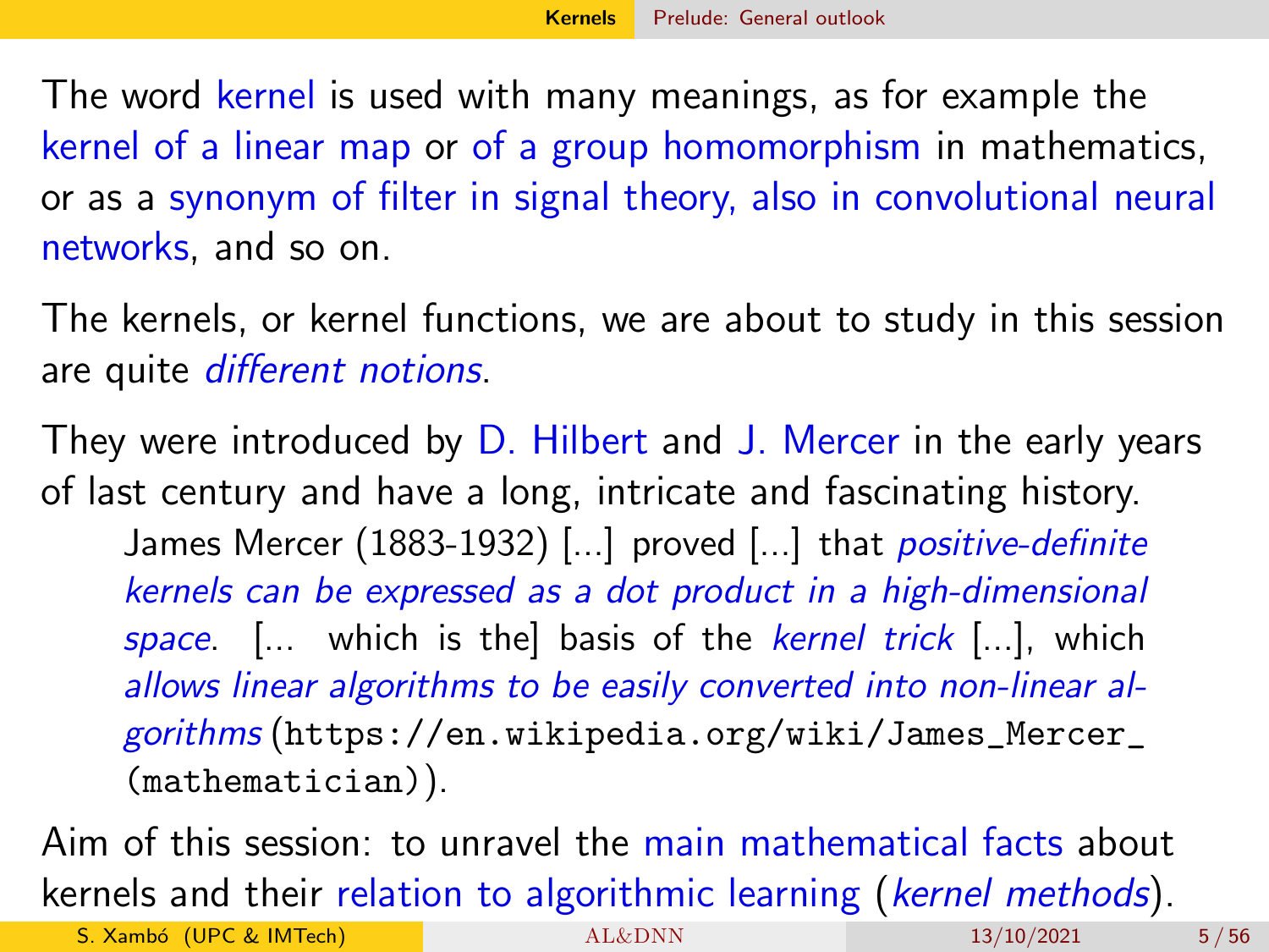The word kernel is used with many meanings, as for example the kernel of a linear map or of a group homomorphism in mathematics, or as a synonym of filter in signal theory, also in convolutional neural networks, and so on.

The kernels, or kernel functions, we are about to study in this session are quite *different notions*.

They were introduced by D. Hilbert and J. Mercer in the early years of last century and have a long, intricate and fascinating history.

> James Mercer (1883-1932) [...] proved [...] that *positive-definite kernels can be expressed as a dot product in a high-dimensional space*. [... which is the] basis of the *kernel trick* [...], which *allows linear algorithms to be easily converted into non-linear algorithms* (`https://en.wikipedia.org/wiki/James_Mercer_(mathematician)`).

Aim of this session: to unravel the main mathematical facts about kernels and their relation to algorithmic learning (*kernel methods*).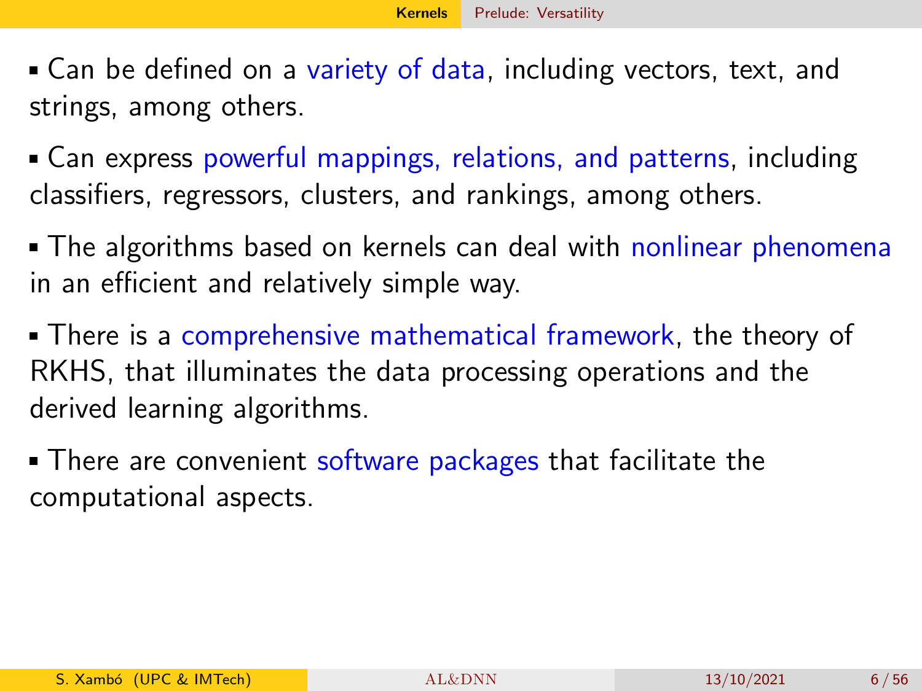- Can be defined on a variety of data, including vectors, text, and strings, among others.
- Can express powerful mappings, relations, and patterns, including classifiers, regressors, clusters, and rankings, among others.
- The algorithms based on kernels can deal with nonlinear phenomena in an efficient and relatively simple way.
- There is a comprehensive mathematical framework, the theory of RKHS, that illuminates the data processing operations and the derived learning algorithms.
- There are convenient software packages that facilitate the computational aspects.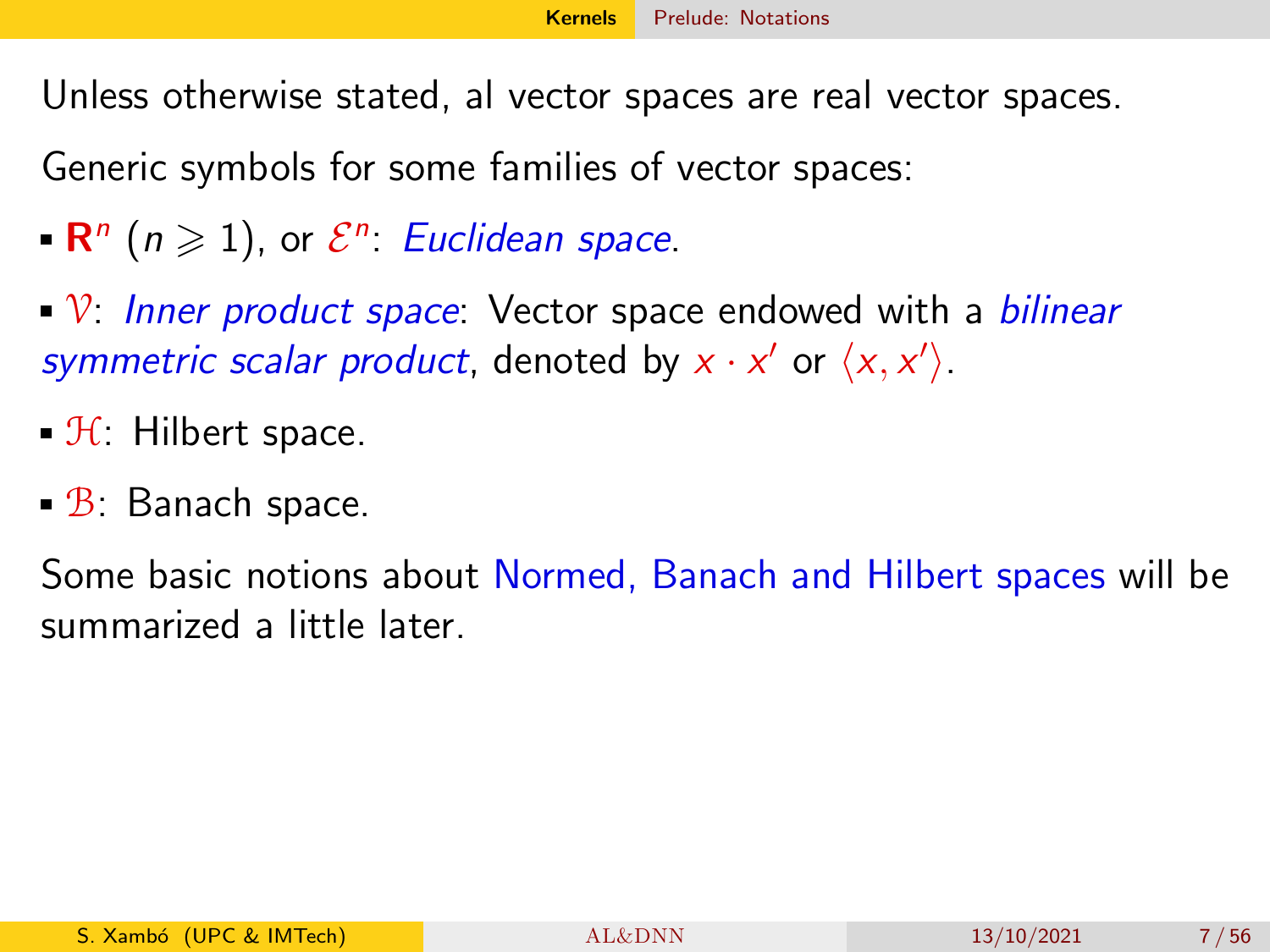Unless otherwise stated, al vector spaces are real vector spaces.

Generic symbols for some families of vector spaces:

- $\mathbf{R}^n$ ($n \geqslant 1$), or $\mathcal{E}^n$: *Euclidean space*.
- $\mathcal{V}$: *Inner product space*: Vector space endowed with a *bilinear symmetric scalar product*, denoted by $x \cdot x'$ or $\langle x, x' \rangle$.
- $\mathcal{H}$: Hilbert space.
- $\mathcal{B}$: Banach space.

Some basic notions about Normed, Banach and Hilbert spaces will be summarized a little later.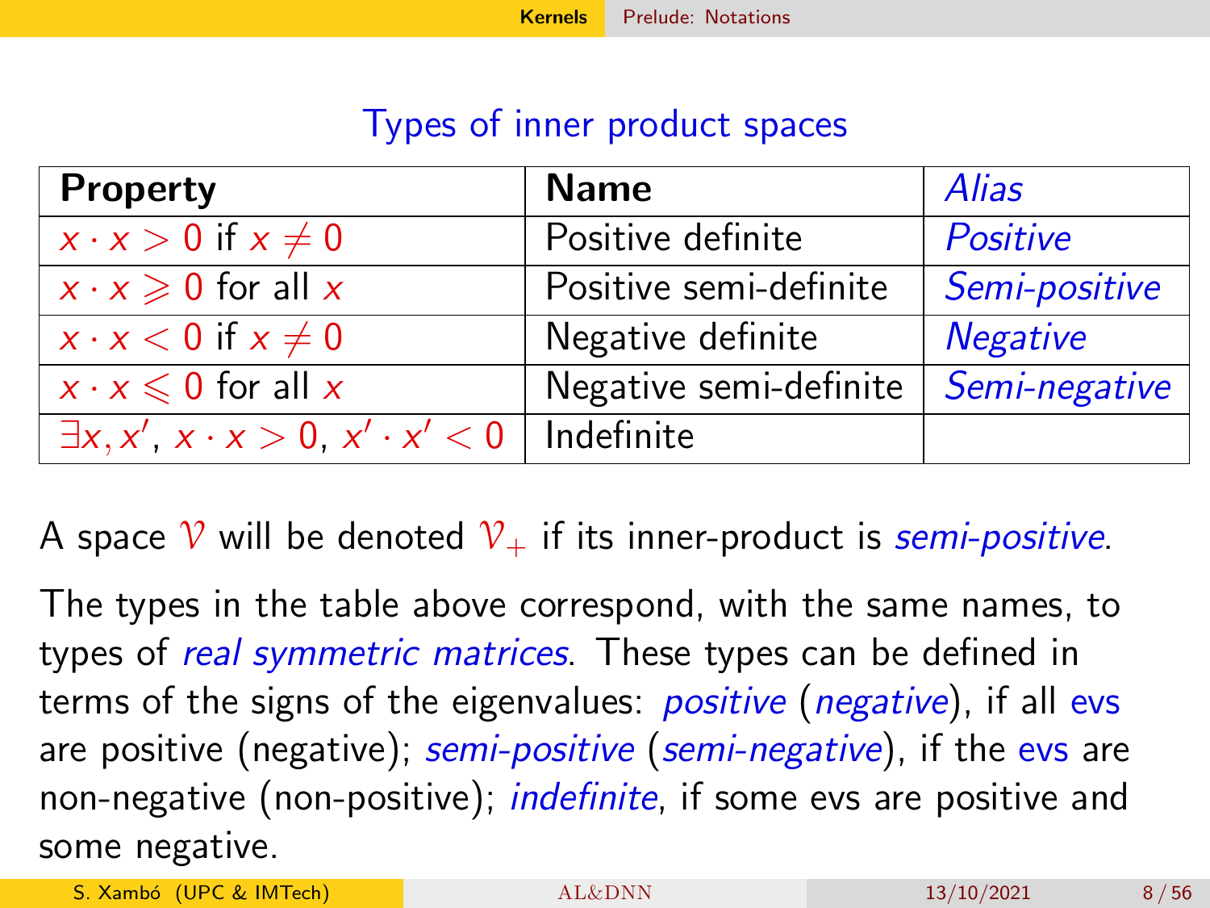## Types of inner product spaces

| **Property** | **Name** | *Alias* |
|---|---|---|
| $x \cdot x > 0$ if $x \neq 0$ | Positive definite | *Positive* |
| $x \cdot x \geqslant 0$ for all $x$ | Positive semi-definite | *Semi-positive* |
| $x \cdot x < 0$ if $x \neq 0$ | Negative definite | *Negative* |
| $x \cdot x \leqslant 0$ for all $x$ | Negative semi-definite | *Semi-negative* |
| $\exists x, x'$, $x \cdot x > 0$, $x' \cdot x' < 0$ | Indefinite | |

A space $\mathcal{V}$ will be denoted $\mathcal{V}_+$ if its inner-product is *semi-positive*.

The types in the table above correspond, with the same names, to types of *real symmetric matrices*. These types can be defined in terms of the signs of the eigenvalues: *positive* (*negative*), if all evs are positive (negative); *semi-positive* (*semi-negative*), if the evs are non-negative (non-positive); *indefinite*, if some evs are positive and some negative.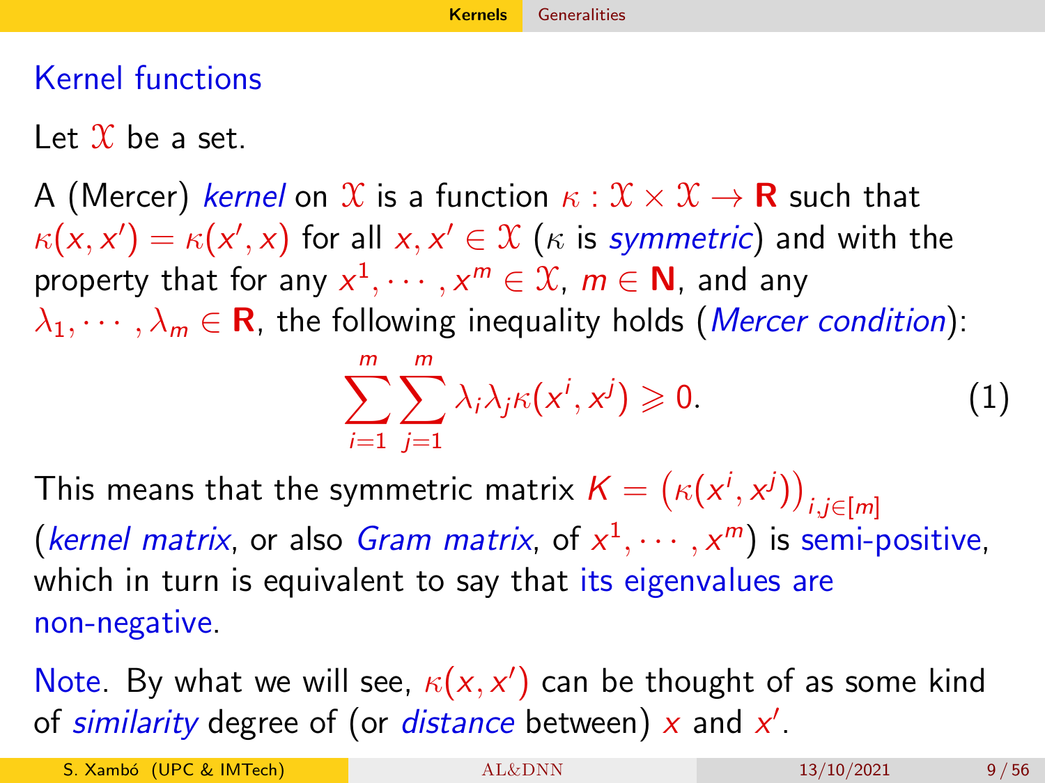## Kernel functions

Let $\mathcal{X}$ be a set.

A (Mercer) *kernel* on $\mathcal{X}$ is a function $\kappa : \mathcal{X} \times \mathcal{X} \to \mathbf{R}$ such that $\kappa(x, x') = \kappa(x', x)$ for all $x, x' \in \mathcal{X}$ ($\kappa$ is *symmetric*) and with the property that for any $x^1, \cdots, x^m \in \mathcal{X}$, $m \in \mathbf{N}$, and any $\lambda_1, \cdots, \lambda_m \in \mathbf{R}$, the following inequality holds (*Mercer condition*):

$$\sum_{i=1}^{m} \sum_{j=1}^{m} \lambda_i \lambda_j \kappa(x^i, x^j) \geqslant 0. \tag{1}$$

This means that the symmetric matrix $K = \left(\kappa(x^i, x^j)\right)_{i,j \in [m]}$ (*kernel matrix*, or also *Gram matrix*, of $x^1, \cdots, x^m$) is semi-positive, which in turn is equivalent to say that its eigenvalues are non-negative.

Note. By what we will see, $\kappa(x, x')$ can be thought of as some kind of *similarity* degree of (or *distance* between) $x$ and $x'$.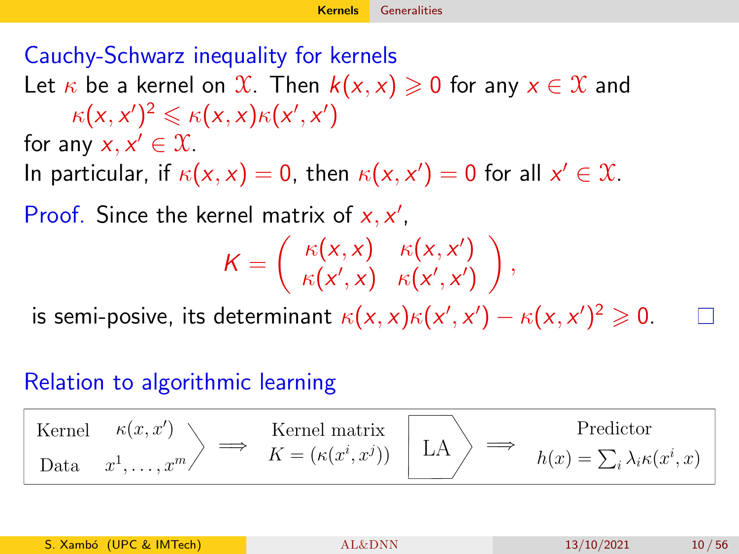### Cauchy-Schwarz inequality for kernels

Let $\kappa$ be a kernel on $\mathcal{X}$. Then $k(x,x) \geqslant 0$ for any $x \in \mathcal{X}$ and

$$\kappa(x,x')^2 \leqslant \kappa(x,x)\kappa(x',x')$$

for any $x, x' \in \mathcal{X}$.

In particular, if $\kappa(x,x) = 0$, then $\kappa(x,x') = 0$ for all $x' \in \mathcal{X}$.

Proof. Since the kernel matrix of $x, x'$,

$$K = \begin{pmatrix} \kappa(x,x) & \kappa(x,x') \\ \kappa(x',x) & \kappa(x',x') \end{pmatrix},$$

is semi-posive, its determinant $\kappa(x,x)\kappa(x',x') - \kappa(x,x')^2 \geqslant 0$. □

### Relation to algorithmic learning

Kernel $\kappa(x,x')$, Data $x^1, \ldots, x^m$ $\Longrightarrow$ Kernel matrix $K = (\kappa(x^i, x^j))$ → LA $\Longrightarrow$ Predictor $h(x) = \sum_i \lambda_i \kappa(x^i, x)$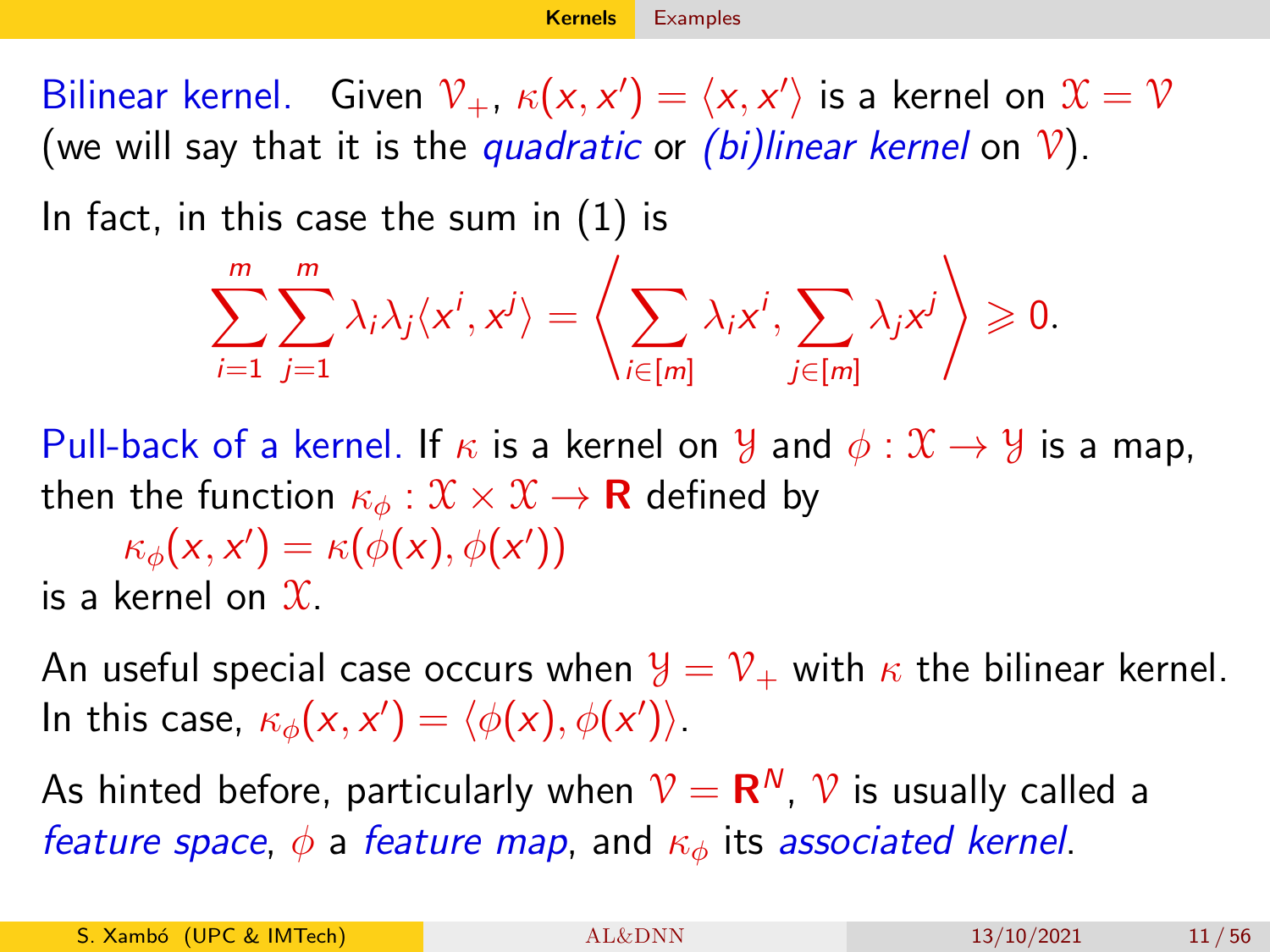**Bilinear kernel.** Given $\mathcal{V}_+$, $\kappa(x, x') = \langle x, x' \rangle$ is a kernel on $\mathcal{X} = \mathcal{V}$ (we will say that it is the *quadratic* or *(bi)linear kernel* on $\mathcal{V}$).

In fact, in this case the sum in (1) is

$$\sum_{i=1}^{m} \sum_{j=1}^{m} \lambda_i \lambda_j \langle x^i, x^j \rangle = \left\langle \sum_{i \in [m]} \lambda_i x^i, \sum_{j \in [m]} \lambda_j x^j \right\rangle \geqslant 0.$$

**Pull-back of a kernel.** If $\kappa$ is a kernel on $\mathcal{Y}$ and $\phi : \mathcal{X} \to \mathcal{Y}$ is a map, then the function $\kappa_\phi : \mathcal{X} \times \mathcal{X} \to \mathbf{R}$ defined by

$$\kappa_\phi(x, x') = \kappa(\phi(x), \phi(x'))$$

is a kernel on $\mathcal{X}$.

An useful special case occurs when $\mathcal{Y} = \mathcal{V}_+$ with $\kappa$ the bilinear kernel. In this case, $\kappa_\phi(x, x') = \langle \phi(x), \phi(x') \rangle$.

As hinted before, particularly when $\mathcal{V} = \mathbf{R}^N$, $\mathcal{V}$ is usually called a *feature space*, $\phi$ a *feature map*, and $\kappa_\phi$ its *associated kernel*.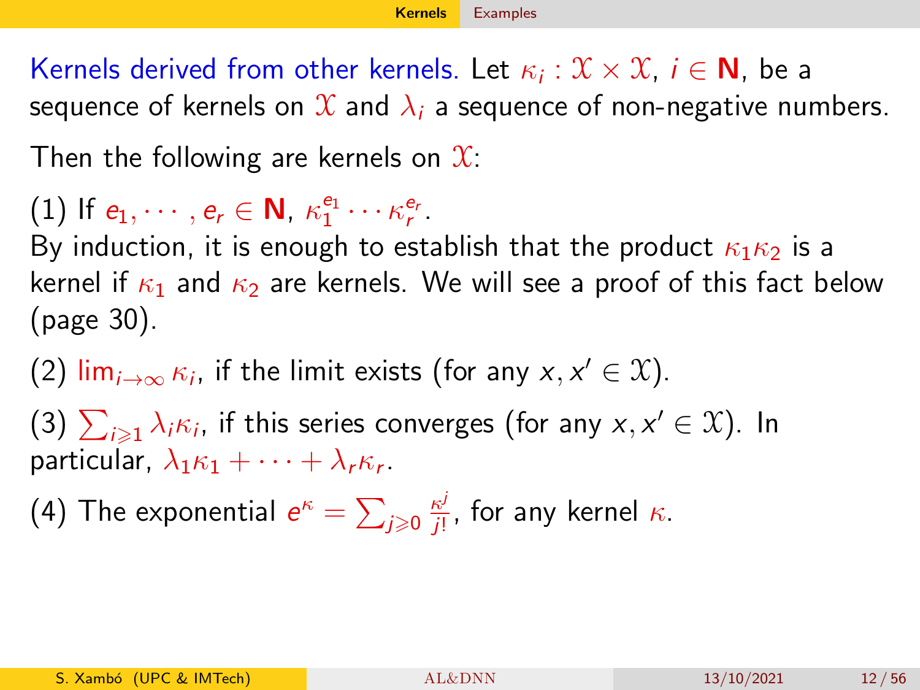Kernels derived from other kernels. Let $\kappa_i : \mathcal{X} \times \mathcal{X}$, $i \in \mathbf{N}$, be a sequence of kernels on $\mathcal{X}$ and $\lambda_i$ a sequence of non-negative numbers.

Then the following are kernels on $\mathcal{X}$:

(1) If $e_1, \cdots, e_r \in \mathbf{N}$, $\kappa_1^{e_1} \cdots \kappa_r^{e_r}$.
By induction, it is enough to establish that the product $\kappa_1\kappa_2$ is a kernel if $\kappa_1$ and $\kappa_2$ are kernels. We will see a proof of this fact below (page 30).

(2) $\lim_{i\to\infty} \kappa_i$, if the limit exists (for any $x, x' \in \mathcal{X}$).

(3) $\sum_{i\geqslant 1} \lambda_i \kappa_i$, if this series converges (for any $x, x' \in \mathcal{X}$). In particular, $\lambda_1\kappa_1 + \cdots + \lambda_r\kappa_r$.

(4) The exponential $e^\kappa = \sum_{j\geqslant 0} \frac{\kappa^j}{j!}$, for any kernel $\kappa$.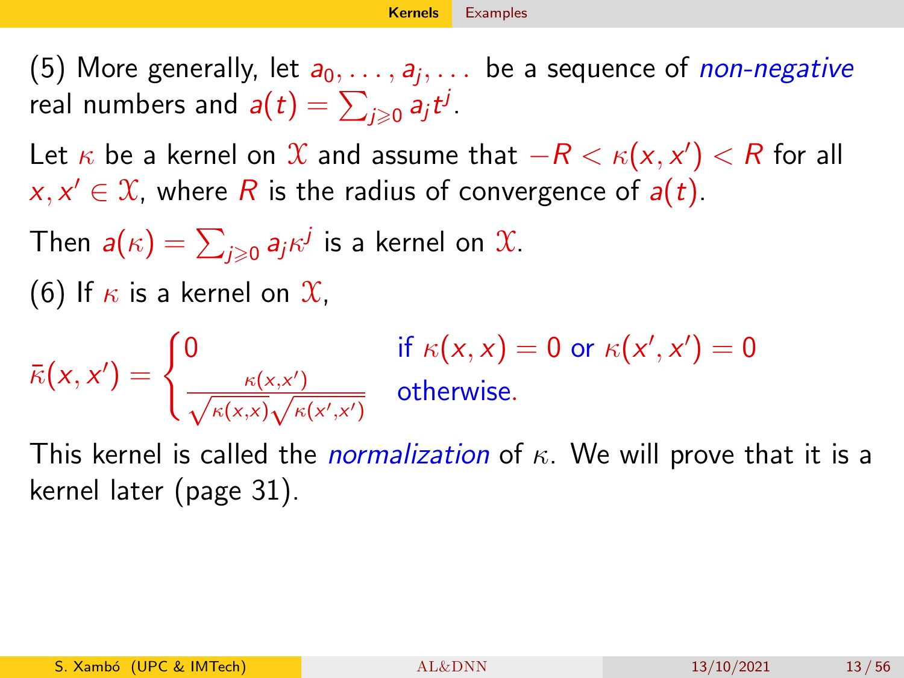(5) More generally, let $a_0, \ldots, a_j, \ldots$ be a sequence of *non-negative* real numbers and $a(t) = \sum_{j \geqslant 0} a_j t^j$.

Let $\kappa$ be a kernel on $\mathcal{X}$ and assume that $-R < \kappa(x, x') < R$ for all $x, x' \in \mathcal{X}$, where $R$ is the radius of convergence of $a(t)$.

Then $a(\kappa) = \sum_{j \geqslant 0} a_j \kappa^j$ is a kernel on $\mathcal{X}$.

(6) If $\kappa$ is a kernel on $\mathcal{X}$,

$$\bar{\kappa}(x, x') = \begin{cases} 0 & \text{if } \kappa(x,x) = 0 \text{ or } \kappa(x',x') = 0 \\ \frac{\kappa(x,x')}{\sqrt{\kappa(x,x)}\sqrt{\kappa(x',x')}} & \text{otherwise.} \end{cases}$$

This kernel is called the *normalization* of $\kappa$. We will prove that it is a kernel later (page 31).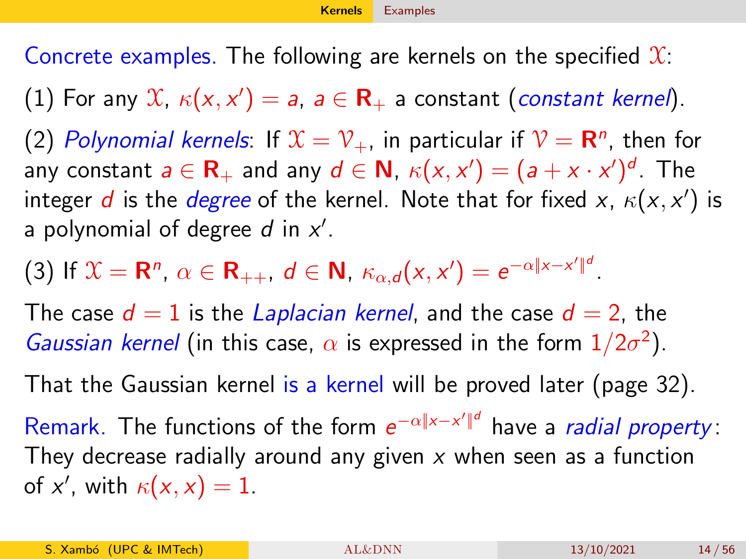Concrete examples. The following are kernels on the specified $\mathcal{X}$:

(1) For any $\mathcal{X}$, $\kappa(x, x') = a$, $a \in \mathbf{R}_+$ a constant (*constant kernel*).

(2) *Polynomial kernels*: If $\mathcal{X} = \mathcal{V}_+$, in particular if $\mathcal{V} = \mathbf{R}^n$, then for any constant $a \in \mathbf{R}_+$ and any $d \in \mathbf{N}$, $\kappa(x, x') = (a + x \cdot x')^d$. The integer $d$ is the *degree* of the kernel. Note that for fixed $x$, $\kappa(x, x')$ is a polynomial of degree $d$ in $x'$.

(3) If $\mathcal{X} = \mathbf{R}^n$, $\alpha \in \mathbf{R}_{++}$, $d \in \mathbf{N}$, $\kappa_{\alpha,d}(x, x') = e^{-\alpha \|x - x'\|^d}$.

The case $d = 1$ is the *Laplacian kernel*, and the case $d = 2$, the *Gaussian kernel* (in this case, $\alpha$ is expressed in the form $1/2\sigma^2$).

That the Gaussian kernel is a kernel will be proved later (page 32).

Remark. The functions of the form $e^{-\alpha \|x - x'\|^d}$ have a *radial property*: They decrease radially around any given $x$ when seen as a function of $x'$, with $\kappa(x, x) = 1$.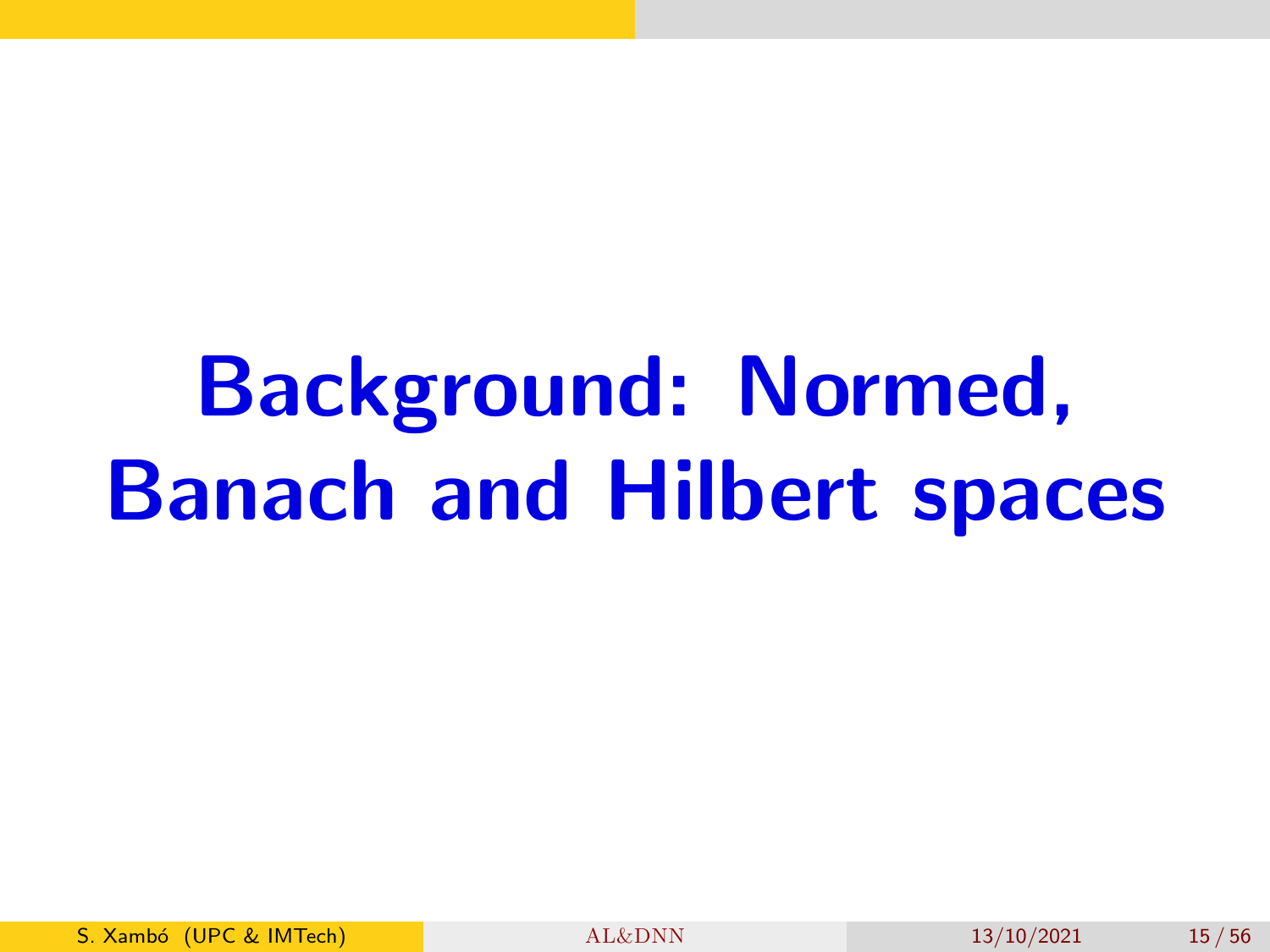# Background: Normed, Banach and Hilbert spaces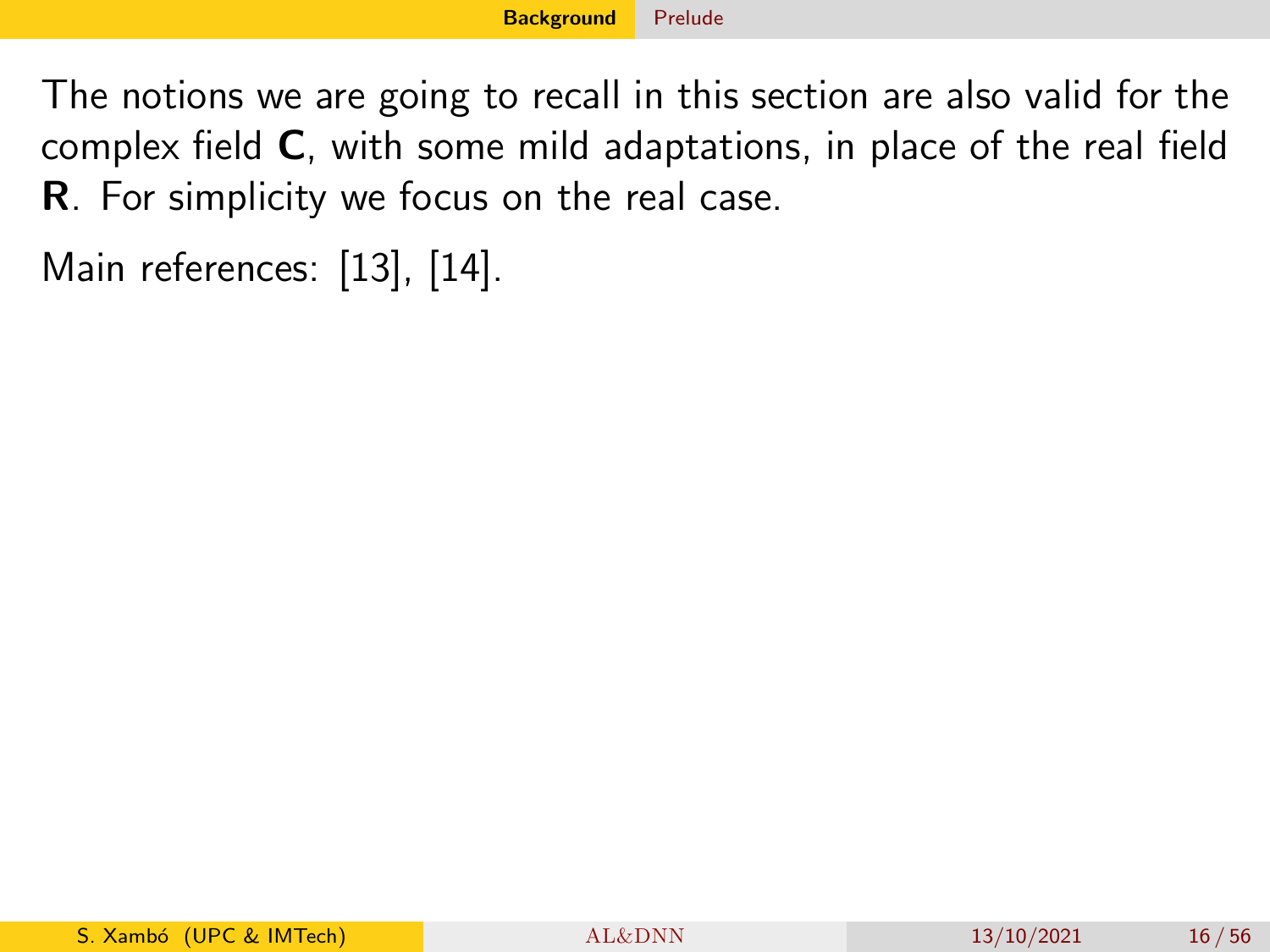The notions we are going to recall in this section are also valid for the complex field **C**, with some mild adaptations, in place of the real field **R**. For simplicity we focus on the real case.

Main references: [13], [14].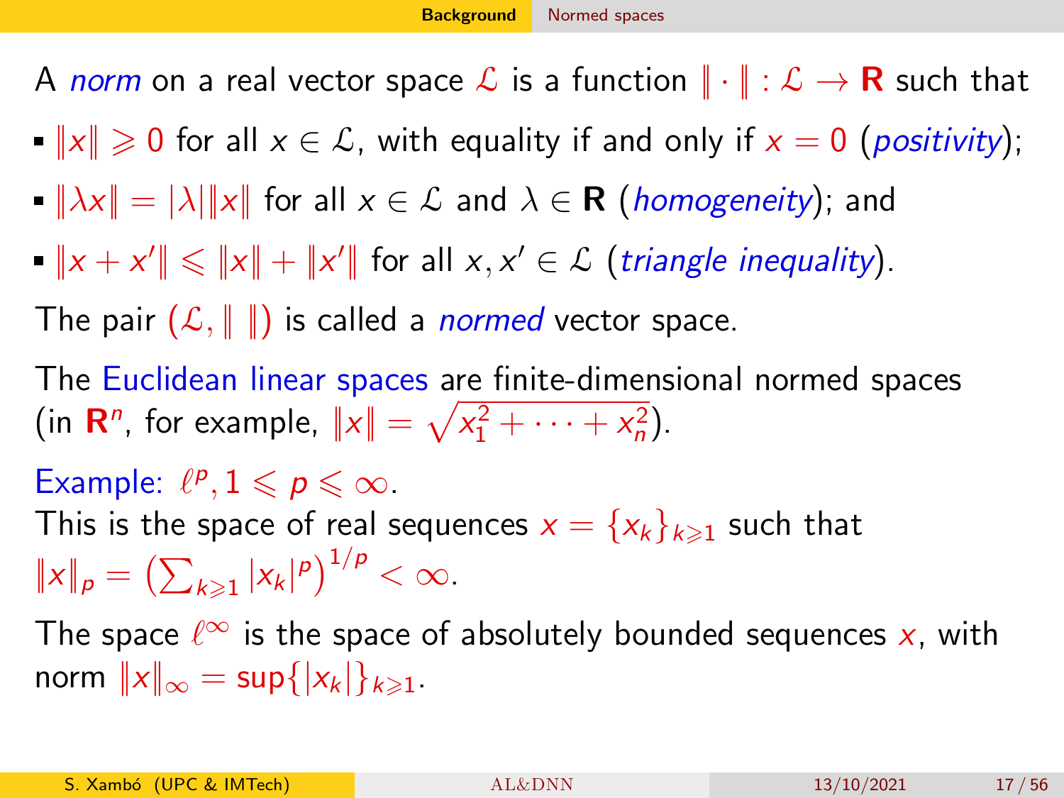A *norm* on a real vector space $\mathcal{L}$ is a function $\|\cdot\| : \mathcal{L} \to \mathbf{R}$ such that

- $\|x\| \geqslant 0$ for all $x \in \mathcal{L}$, with equality if and only if $x = 0$ (*positivity*);
- $\|\lambda x\| = |\lambda|\|x\|$ for all $x \in \mathcal{L}$ and $\lambda \in \mathbf{R}$ (*homogeneity*); and
- $\|x + x'\| \leqslant \|x\| + \|x'\|$ for all $x, x' \in \mathcal{L}$ (*triangle inequality*).

The pair $(\mathcal{L}, \|\ \|)$ is called a *normed* vector space.

The Euclidean linear spaces are finite-dimensional normed spaces (in $\mathbf{R}^n$, for example, $\|x\| = \sqrt{x_1^2 + \cdots + x_n^2}$).

Example: $\ell^p, 1 \leqslant p \leqslant \infty$.
This is the space of real sequences $x = \{x_k\}_{k \geqslant 1}$ such that $\|x\|_p = \left(\sum_{k \geqslant 1} |x_k|^p\right)^{1/p} < \infty$.

The space $\ell^\infty$ is the space of absolutely bounded sequences $x$, with norm $\|x\|_\infty = \sup\{|x_k|\}_{k \geqslant 1}$.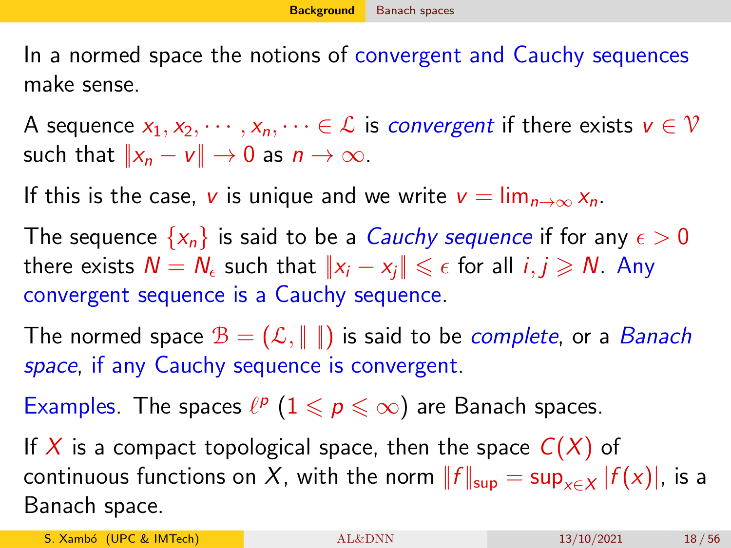In a normed space the notions of convergent and Cauchy sequences make sense.

A sequence $x_1, x_2, \cdots, x_n, \cdots \in \mathcal{L}$ is *convergent* if there exists $v \in \mathcal{V}$ such that $\|x_n - v\| \to 0$ as $n \to \infty$.

If this is the case, $v$ is unique and we write $v = \lim_{n\to\infty} x_n$.

The sequence $\{x_n\}$ is said to be a *Cauchy sequence* if for any $\epsilon > 0$ there exists $N = N_\epsilon$ such that $\|x_i - x_j\| \leqslant \epsilon$ for all $i, j \geqslant N$. Any convergent sequence is a Cauchy sequence.

The normed space $\mathcal{B} = (\mathcal{L}, \| \ \|)$ is said to be *complete*, or a *Banach space*, if any Cauchy sequence is convergent.

Examples. The spaces $\ell^p$ $(1 \leqslant p \leqslant \infty)$ are Banach spaces.

If $X$ is a compact topological space, then the space $C(X)$ of continuous functions on $X$, with the norm $\|f\|_{\sup} = \sup_{x\in X} |f(x)|$, is a Banach space.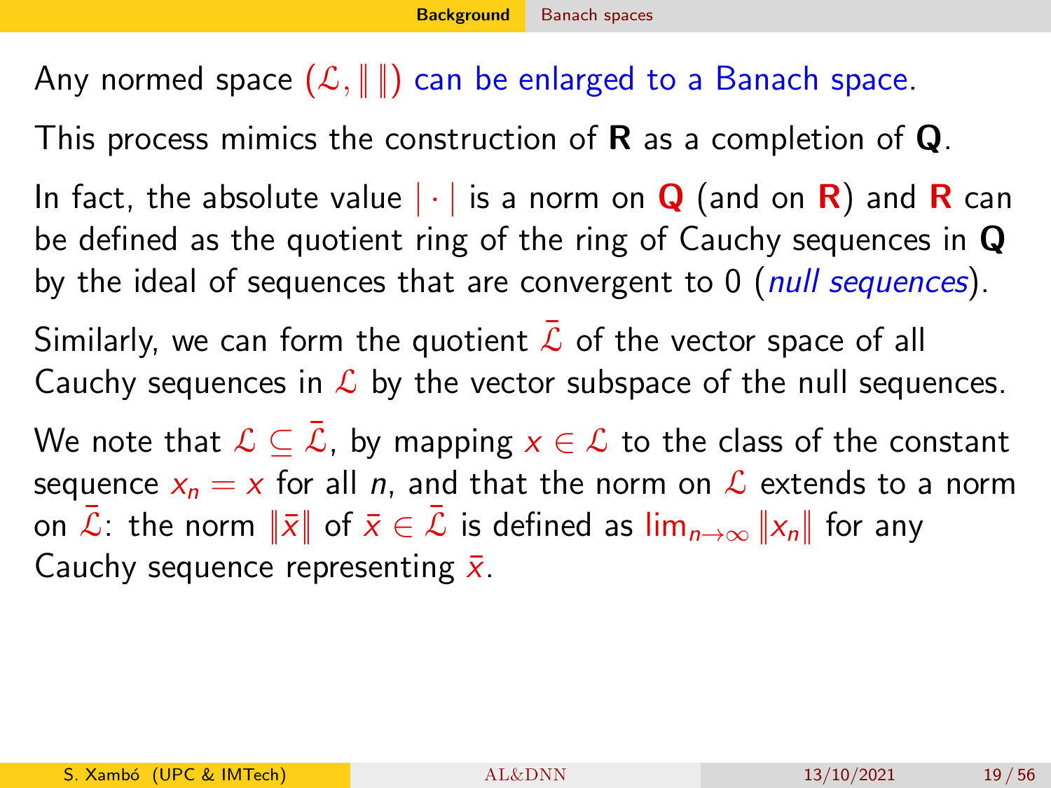Any normed space $(\mathcal{L}, \| \, \|)$ can be enlarged to a Banach space.

This process mimics the construction of $\mathbf{R}$ as a completion of $\mathbf{Q}$.

In fact, the absolute value $|\cdot|$ is a norm on $\mathbf{Q}$ (and on $\mathbf{R}$) and $\mathbf{R}$ can be defined as the quotient ring of the ring of Cauchy sequences in $\mathbf{Q}$ by the ideal of sequences that are convergent to 0 (*null sequences*).

Similarly, we can form the quotient $\bar{\mathcal{L}}$ of the vector space of all Cauchy sequences in $\mathcal{L}$ by the vector subspace of the null sequences.

We note that $\mathcal{L} \subseteq \bar{\mathcal{L}}$, by mapping $x \in \mathcal{L}$ to the class of the constant sequence $x_n = x$ for all $n$, and that the norm on $\mathcal{L}$ extends to a norm on $\bar{\mathcal{L}}$: the norm $\|\bar{x}\|$ of $\bar{x} \in \bar{\mathcal{L}}$ is defined as $\lim_{n\to\infty} \|x_n\|$ for any Cauchy sequence representing $\bar{x}$.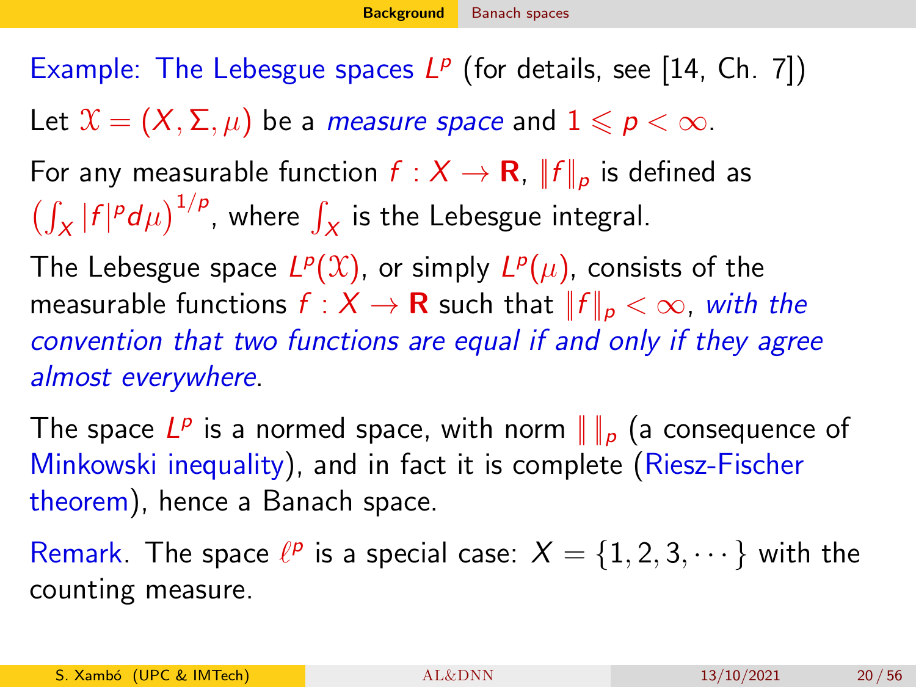Example: The Lebesgue spaces $L^p$ (for details, see [14, Ch. 7])

Let $\mathcal{X} = (X, \Sigma, \mu)$ be a *measure space* and $1 \leqslant p < \infty$.

For any measurable function $f : X \to \mathbf{R}$, $\|f\|_p$ is defined as $\left(\int_X |f|^p d\mu\right)^{1/p}$, where $\int_X$ is the Lebesgue integral.

The Lebesgue space $L^p(\mathcal{X})$, or simply $L^p(\mu)$, consists of the measurable functions $f : X \to \mathbf{R}$ such that $\|f\|_p < \infty$, *with the convention that two functions are equal if and only if they agree almost everywhere*.

The space $L^p$ is a normed space, with norm $\|\ \|_p$ (a consequence of Minkowski inequality), and in fact it is complete (Riesz-Fischer theorem), hence a Banach space.

Remark. The space $\ell^p$ is a special case: $X = \{1, 2, 3, \cdots\}$ with the counting measure.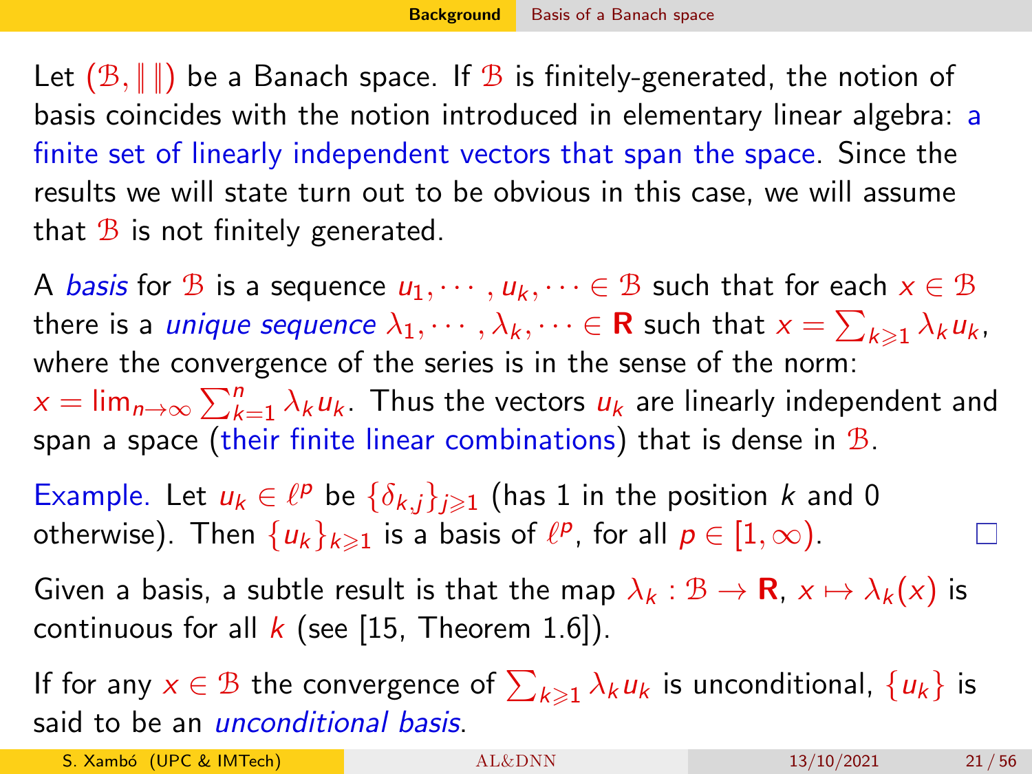Let $(\mathcal{B}, \| \|)$ be a Banach space. If $\mathcal{B}$ is finitely-generated, the notion of basis coincides with the notion introduced in elementary linear algebra: a finite set of linearly independent vectors that span the space. Since the results we will state turn out to be obvious in this case, we will assume that $\mathcal{B}$ is not finitely generated.

A *basis* for $\mathcal{B}$ is a sequence $u_1, \cdots, u_k, \cdots \in \mathcal{B}$ such that for each $x \in \mathcal{B}$ there is a *unique sequence* $\lambda_1, \cdots, \lambda_k, \cdots \in \mathbf{R}$ such that $x = \sum_{k \geqslant 1} \lambda_k u_k$, where the convergence of the series is in the sense of the norm: $x = \lim_{n \to \infty} \sum_{k=1}^{n} \lambda_k u_k$. Thus the vectors $u_k$ are linearly independent and span a space (their finite linear combinations) that is dense in $\mathcal{B}$.

Example. Let $u_k \in \ell^p$ be $\{\delta_{k,j}\}_{j \geqslant 1}$ (has 1 in the position $k$ and 0 otherwise). Then $\{u_k\}_{k \geqslant 1}$ is a basis of $\ell^p$, for all $p \in [1, \infty)$. □

Given a basis, a subtle result is that the map $\lambda_k : \mathcal{B} \to \mathbf{R}$, $x \mapsto \lambda_k(x)$ is continuous for all $k$ (see [15, Theorem 1.6]).

If for any $x \in \mathcal{B}$ the convergence of $\sum_{k \geqslant 1} \lambda_k u_k$ is unconditional, $\{u_k\}$ is said to be an *unconditional basis*.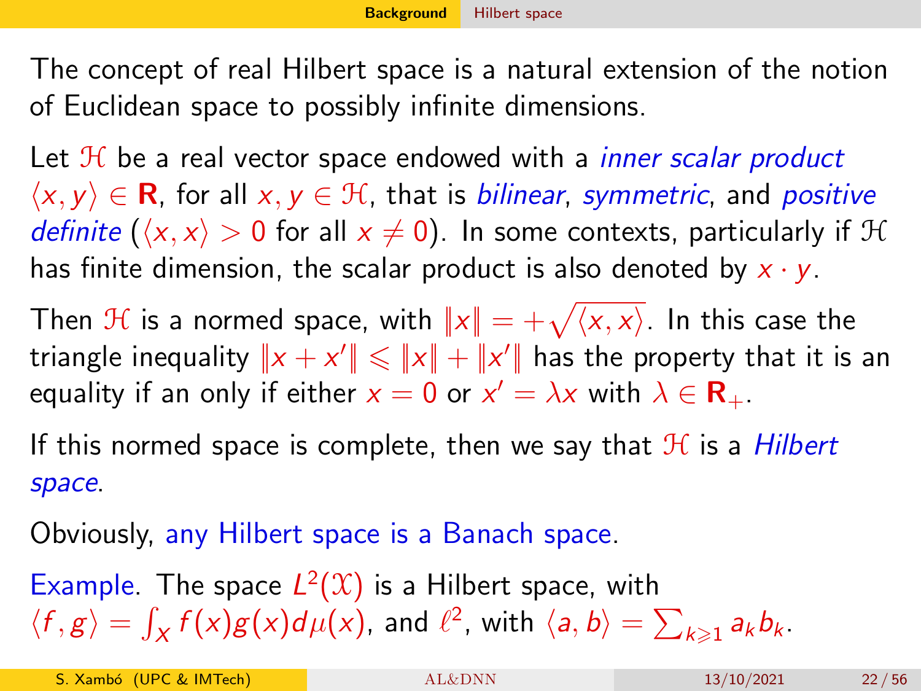The concept of real Hilbert space is a natural extension of the notion of Euclidean space to possibly infinite dimensions.

Let $\mathcal{H}$ be a real vector space endowed with a *inner scalar product* $\langle x, y\rangle \in \mathbf{R}$, for all $x, y \in \mathcal{H}$, that is *bilinear*, *symmetric*, and *positive definite* ($\langle x, x\rangle > 0$ for all $x \neq 0$). In some contexts, particularly if $\mathcal{H}$ has finite dimension, the scalar product is also denoted by $x \cdot y$.

Then $\mathcal{H}$ is a normed space, with $\|x\| = +\sqrt{\langle x, x\rangle}$. In this case the triangle inequality $\|x + x'\| \leqslant \|x\| + \|x'\|$ has the property that it is an equality if an only if either $x = 0$ or $x' = \lambda x$ with $\lambda \in \mathbf{R}_+$.

If this normed space is complete, then we say that $\mathcal{H}$ is a *Hilbert space*.

Obviously, any Hilbert space is a Banach space.

Example. The space $L^2(\mathcal{X})$ is a Hilbert space, with $\langle f, g\rangle = \int_X f(x)g(x)d\mu(x)$, and $\ell^2$, with $\langle a, b\rangle = \sum_{k\geqslant 1} a_k b_k$.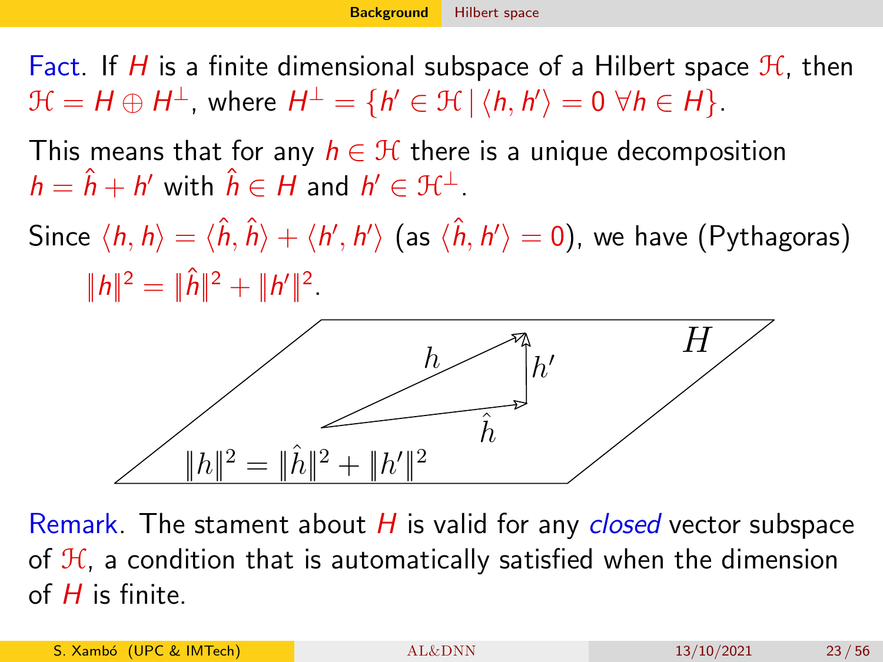Fact. If $H$ is a finite dimensional subspace of a Hilbert space $\mathcal{H}$, then $\mathcal{H} = H \oplus H^{\perp}$, where $H^{\perp} = \{h' \in \mathcal{H} \mid \langle h, h' \rangle = 0 \ \forall h \in H\}$.

This means that for any $h \in \mathcal{H}$ there is a unique decomposition $h = \hat{h} + h'$ with $\hat{h} \in H$ and $h' \in \mathcal{H}^{\perp}$.

Since $\langle h, h \rangle = \langle \hat{h}, \hat{h} \rangle + \langle h', h' \rangle$ (as $\langle \hat{h}, h' \rangle = 0$), we have (Pythagoras)

$$\|h\|^2 = \|\hat{h}\|^2 + \|h'\|^2.$$

Remark. The stament about $H$ is valid for any *closed* vector subspace of $\mathcal{H}$, a condition that is automatically satisfied when the dimension of $H$ is finite.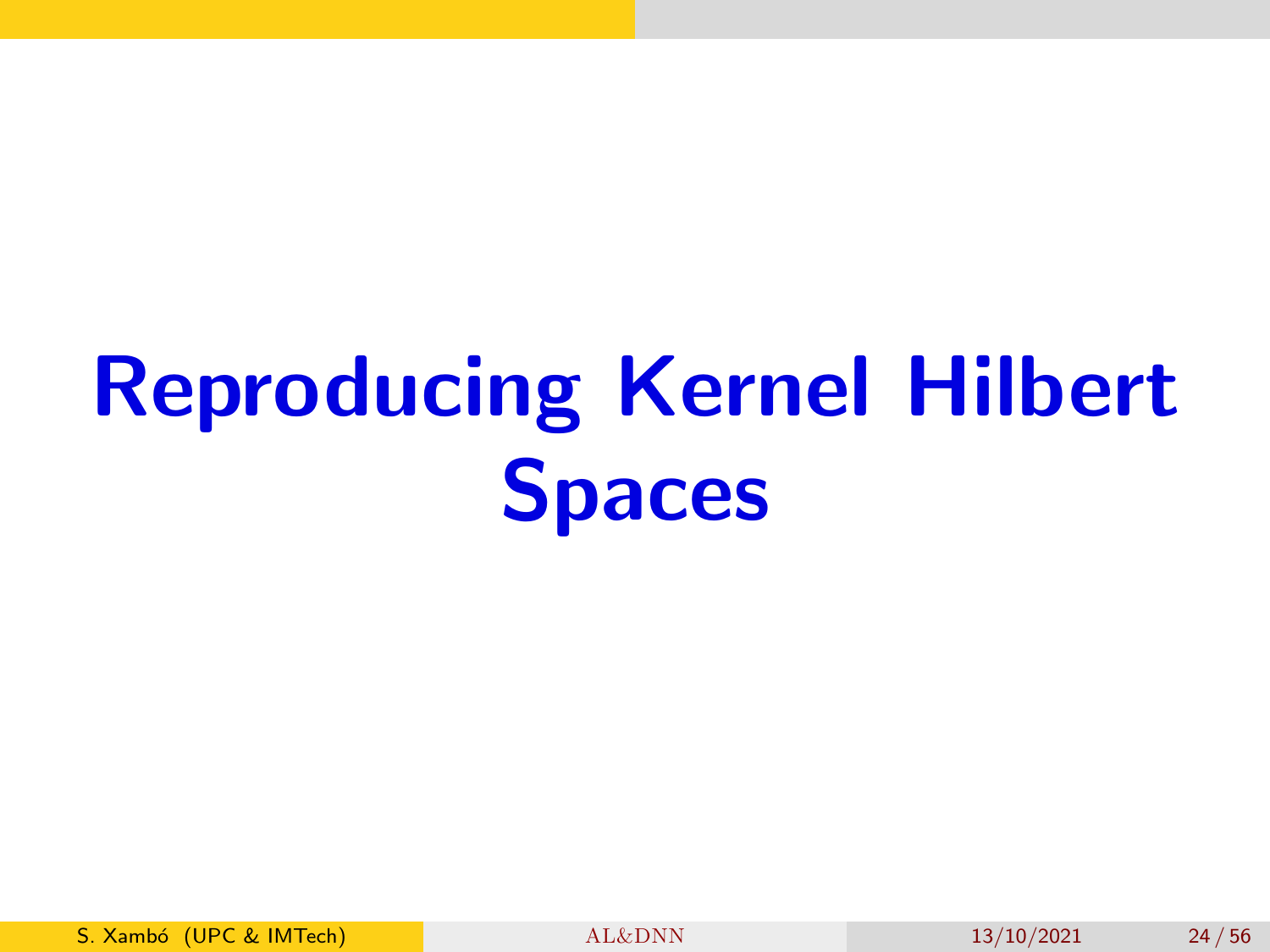# Reproducing Kernel Hilbert Spaces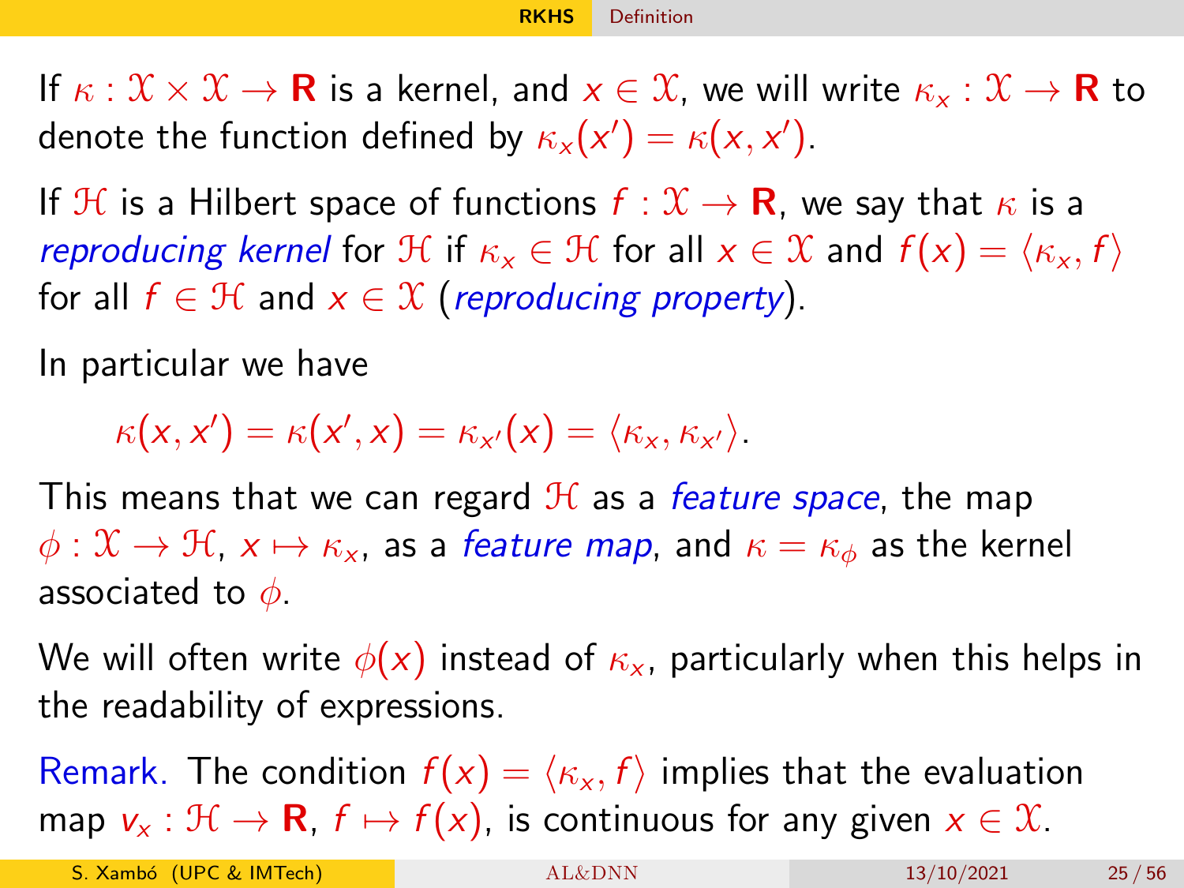If $\kappa : \mathcal{X} \times \mathcal{X} \to \mathbf{R}$ is a kernel, and $x \in \mathcal{X}$, we will write $\kappa_x : \mathcal{X} \to \mathbf{R}$ to denote the function defined by $\kappa_x(x') = \kappa(x, x')$.

If $\mathcal{H}$ is a Hilbert space of functions $f : \mathcal{X} \to \mathbf{R}$, we say that $\kappa$ is a *reproducing kernel* for $\mathcal{H}$ if $\kappa_x \in \mathcal{H}$ for all $x \in \mathcal{X}$ and $f(x) = \langle \kappa_x, f \rangle$ for all $f \in \mathcal{H}$ and $x \in \mathcal{X}$ (*reproducing property*).

In particular we have

$$\kappa(x, x') = \kappa(x', x) = \kappa_{x'}(x) = \langle \kappa_x, \kappa_{x'} \rangle.$$

This means that we can regard $\mathcal{H}$ as a *feature space*, the map $\phi : \mathcal{X} \to \mathcal{H}$, $x \mapsto \kappa_x$, as a *feature map*, and $\kappa = \kappa_\phi$ as the kernel associated to $\phi$.

We will often write $\phi(x)$ instead of $\kappa_x$, particularly when this helps in the readability of expressions.

Remark. The condition $f(x) = \langle \kappa_x, f \rangle$ implies that the evaluation map $v_x : \mathcal{H} \to \mathbf{R}$, $f \mapsto f(x)$, is continuous for any given $x \in \mathcal{X}$.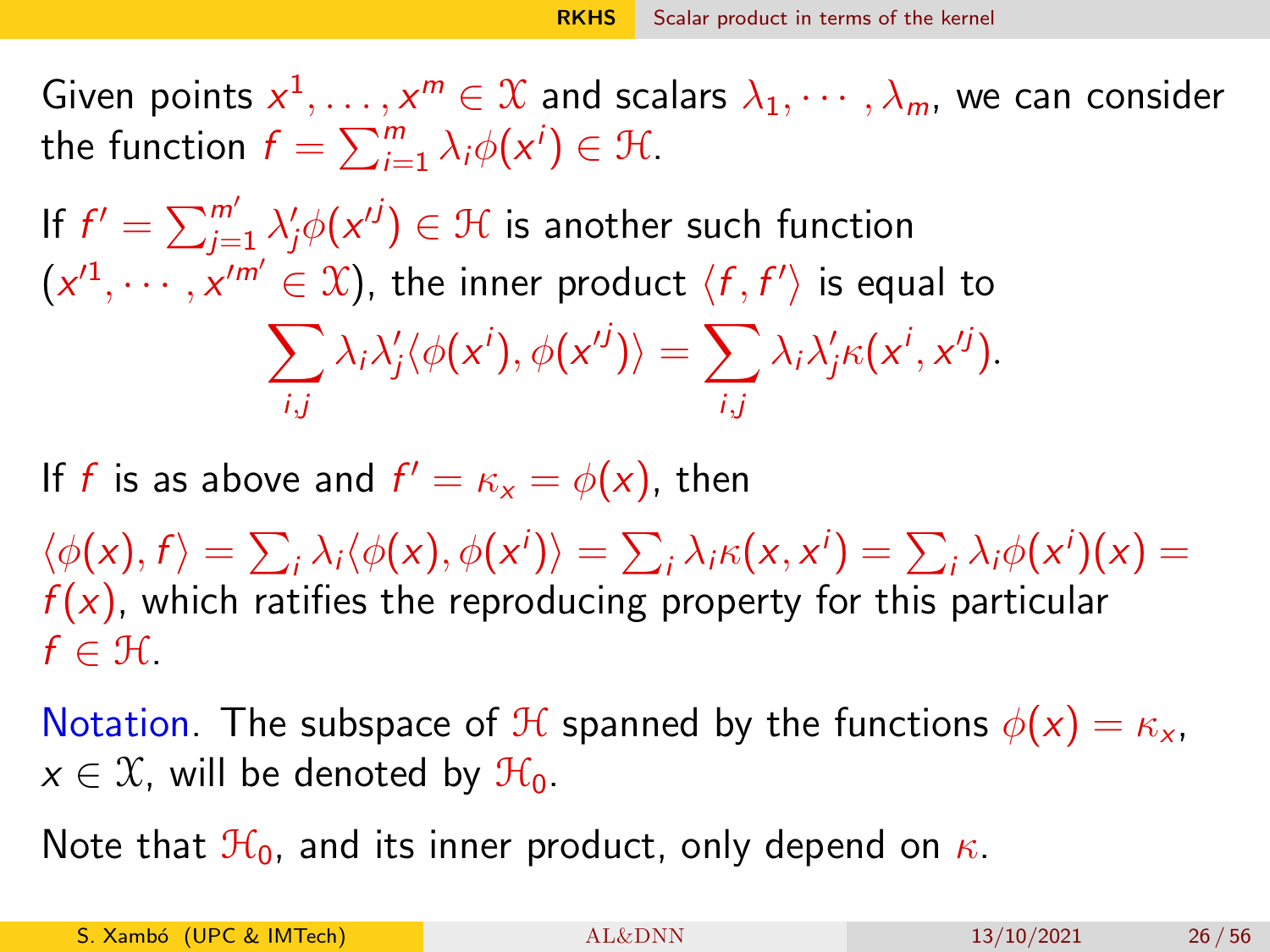Given points $x^1, \ldots, x^m \in \mathcal{X}$ and scalars $\lambda_1, \cdots, \lambda_m$, we can consider the function $f = \sum_{i=1}^{m} \lambda_i \phi(x^i) \in \mathcal{H}$.

If $f' = \sum_{j=1}^{m'} \lambda'_j \phi(x'^j) \in \mathcal{H}$ is another such function ($x'^1, \cdots, x'^{m'} \in \mathcal{X}$), the inner product $\langle f, f' \rangle$ is equal to

$$\sum_{i,j} \lambda_i \lambda'_j \langle \phi(x^i), \phi(x'^j) \rangle = \sum_{i,j} \lambda_i \lambda'_j \kappa(x^i, x'^j).$$

If $f$ is as above and $f' = \kappa_x = \phi(x)$, then

$\langle \phi(x), f \rangle = \sum_i \lambda_i \langle \phi(x), \phi(x^i) \rangle = \sum_i \lambda_i \kappa(x, x^i) = \sum_i \lambda_i \phi(x^i)(x) = f(x)$, which ratifies the reproducing property for this particular $f \in \mathcal{H}$.

Notation. The subspace of $\mathcal{H}$ spanned by the functions $\phi(x) = \kappa_x$, $x \in \mathcal{X}$, will be denoted by $\mathcal{H}_0$.

Note that $\mathcal{H}_0$, and its inner product, only depend on $\kappa$.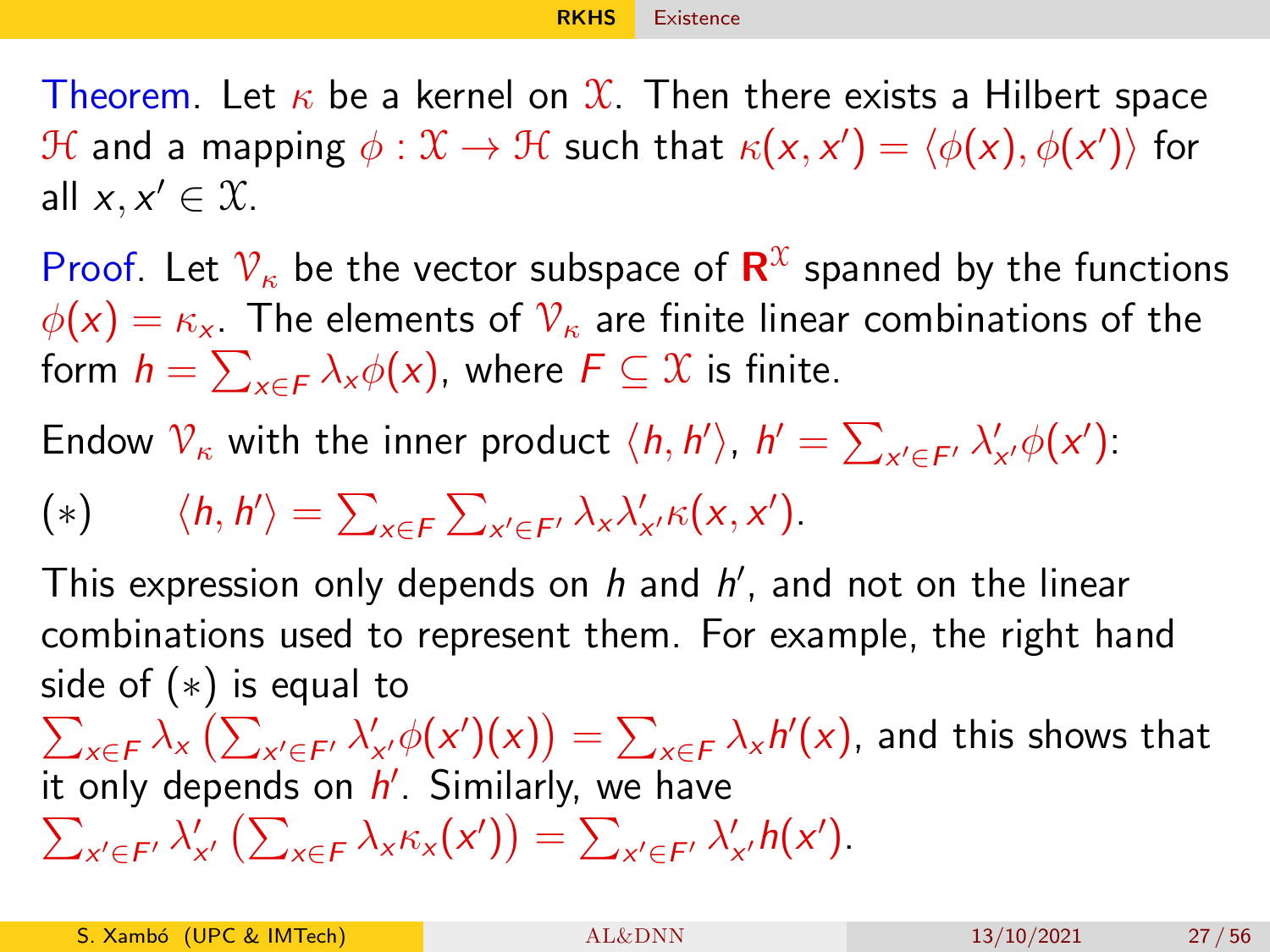**Theorem**. Let $\kappa$ be a kernel on $\mathcal{X}$. Then there exists a Hilbert space $\mathcal{H}$ and a mapping $\phi : \mathcal{X} \to \mathcal{H}$ such that $\kappa(x, x') = \langle \phi(x), \phi(x') \rangle$ for all $x, x' \in \mathcal{X}$.

**Proof**. Let $\mathcal{V}_\kappa$ be the vector subspace of $\mathbf{R}^\mathcal{X}$ spanned by the functions $\phi(x) = \kappa_x$. The elements of $\mathcal{V}_\kappa$ are finite linear combinations of the form $h = \sum_{x \in F} \lambda_x \phi(x)$, where $F \subseteq \mathcal{X}$ is finite.

Endow $\mathcal{V}_\kappa$ with the inner product $\langle h, h' \rangle$, $h' = \sum_{x' \in F'} \lambda'_{x'} \phi(x')$:

$$(*) \qquad \langle h, h' \rangle = \sum_{x \in F} \sum_{x' \in F'} \lambda_x \lambda'_{x'} \kappa(x, x').$$

This expression only depends on $h$ and $h'$, and not on the linear combinations used to represent them. For example, the right hand side of $(*)$ is equal to $\sum_{x \in F} \lambda_x \left( \sum_{x' \in F'} \lambda'_{x'} \phi(x')(x) \right) = \sum_{x \in F} \lambda_x h'(x)$, and this shows that it only depends on $h'$. Similarly, we have $\sum_{x' \in F'} \lambda'_{x'} \left( \sum_{x \in F} \lambda_x \kappa_x(x') \right) = \sum_{x' \in F'} \lambda'_{x'} h(x')$.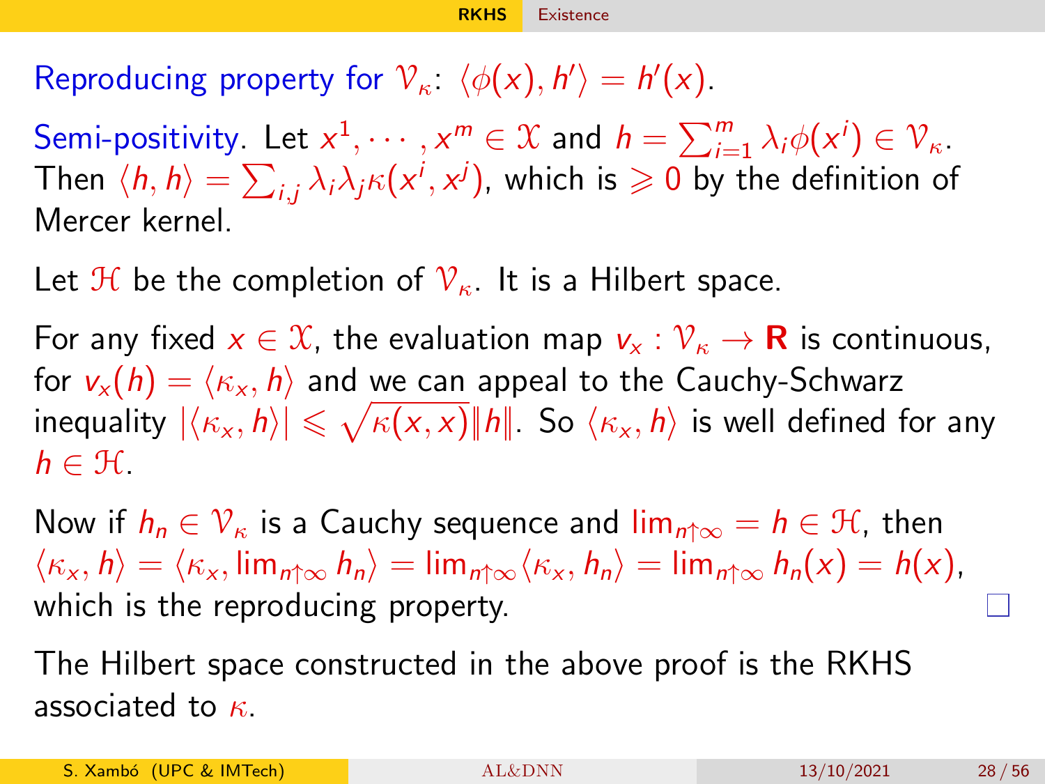Reproducing property for $\mathcal{V}_\kappa$: $\langle \phi(x), h' \rangle = h'(x)$.

Semi-positivity. Let $x^1, \cdots, x^m \in \mathcal{X}$ and $h = \sum_{i=1}^m \lambda_i \phi(x^i) \in \mathcal{V}_\kappa$. Then $\langle h, h \rangle = \sum_{i,j} \lambda_i \lambda_j \kappa(x^i, x^j)$, which is $\geqslant 0$ by the definition of Mercer kernel.

Let $\mathcal{H}$ be the completion of $\mathcal{V}_\kappa$. It is a Hilbert space.

For any fixed $x \in \mathcal{X}$, the evaluation map $v_x : \mathcal{V}_\kappa \to \mathbf{R}$ is continuous, for $v_x(h) = \langle \kappa_x, h \rangle$ and we can appeal to the Cauchy-Schwarz inequality $|\langle \kappa_x, h \rangle| \leqslant \sqrt{\kappa(x,x)}\|h\|$. So $\langle \kappa_x, h \rangle$ is well defined for any $h \in \mathcal{H}$.

Now if $h_n \in \mathcal{V}_\kappa$ is a Cauchy sequence and $\lim_{n\uparrow\infty} = h \in \mathcal{H}$, then $\langle \kappa_x, h \rangle = \langle \kappa_x, \lim_{n\uparrow\infty} h_n \rangle = \lim_{n\uparrow\infty} \langle \kappa_x, h_n \rangle = \lim_{n\uparrow\infty} h_n(x) = h(x)$, which is the reproducing property. □

The Hilbert space constructed in the above proof is the RKHS associated to $\kappa$.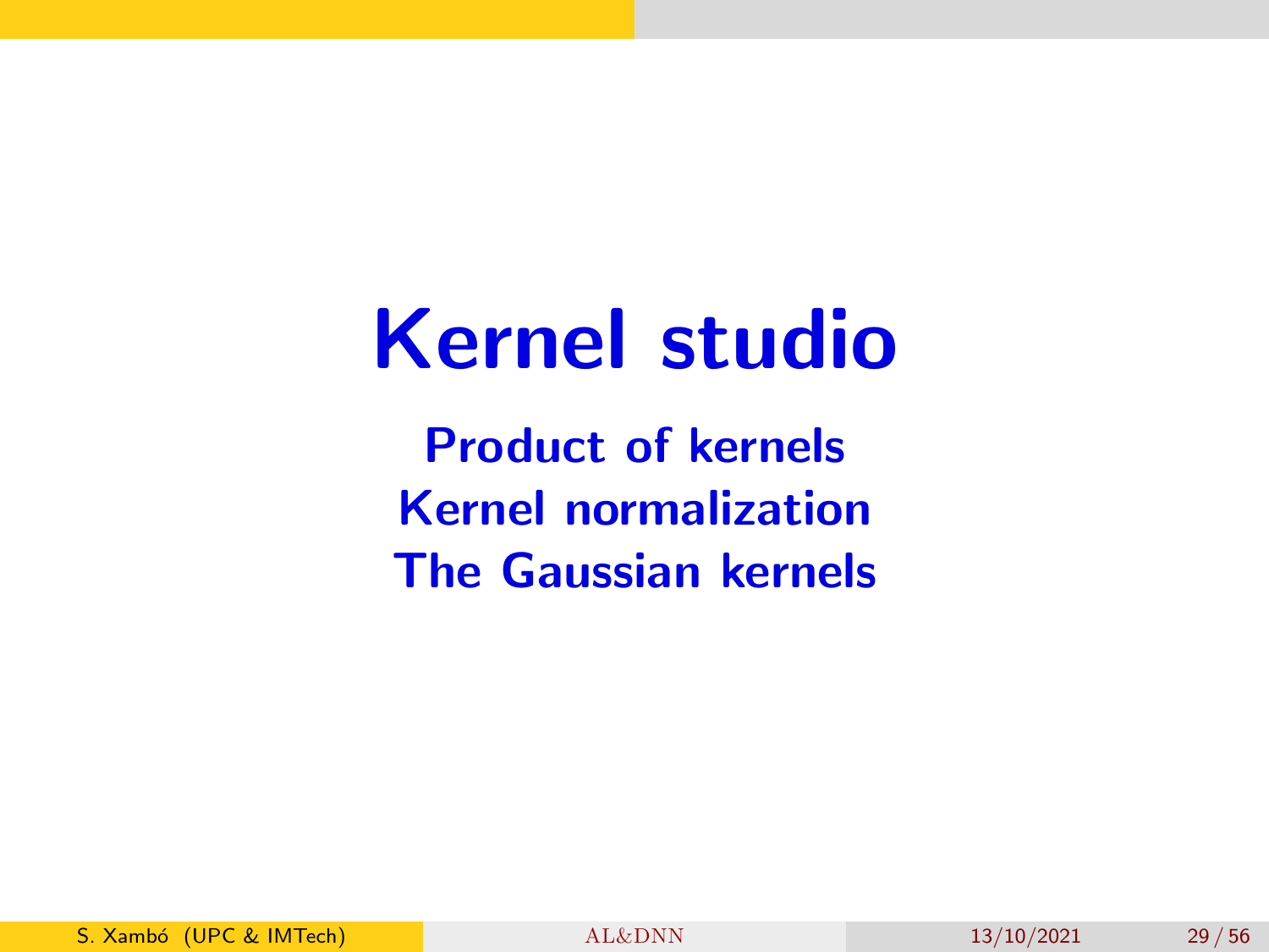# Kernel studio

**Product of kernels**
**Kernel normalization**
**The Gaussian kernels**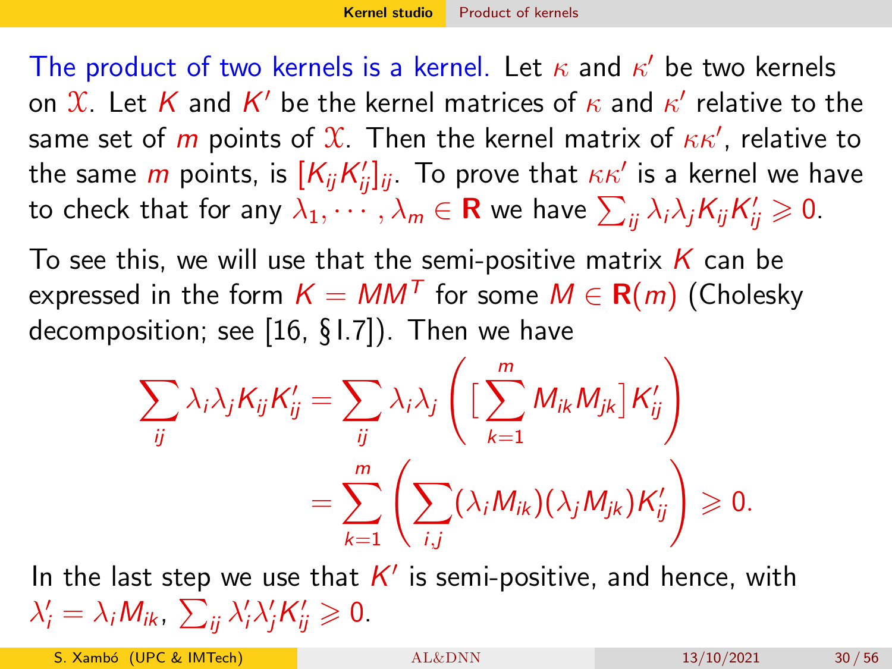The product of two kernels is a kernel. Let $\kappa$ and $\kappa'$ be two kernels on $\mathcal{X}$. Let $K$ and $K'$ be the kernel matrices of $\kappa$ and $\kappa'$ relative to the same set of $m$ points of $\mathcal{X}$. Then the kernel matrix of $\kappa\kappa'$, relative to the same $m$ points, is $[K_{ij}K'_{ij}]_{ij}$. To prove that $\kappa\kappa'$ is a kernel we have to check that for any $\lambda_1, \cdots, \lambda_m \in \mathbf{R}$ we have $\sum_{ij} \lambda_i \lambda_j K_{ij} K'_{ij} \geqslant 0$.

To see this, we will use that the semi-positive matrix $K$ can be expressed in the form $K = MM^T$ for some $M \in \mathbf{R}(m)$ (Cholesky decomposition; see [16, § I.7]). Then we have

$$\sum_{ij} \lambda_i \lambda_j K_{ij} K'_{ij} = \sum_{ij} \lambda_i \lambda_j \left( \Big[ \sum_{k=1}^{m} M_{ik} M_{jk} \Big] K'_{ij} \right)$$

$$= \sum_{k=1}^{m} \left( \sum_{i,j} (\lambda_i M_{ik})(\lambda_j M_{jk}) K'_{ij} \right) \geqslant 0.$$

In the last step we use that $K'$ is semi-positive, and hence, with $\lambda'_i = \lambda_i M_{ik}$, $\sum_{ij} \lambda'_i \lambda'_j K'_{ij} \geqslant 0$.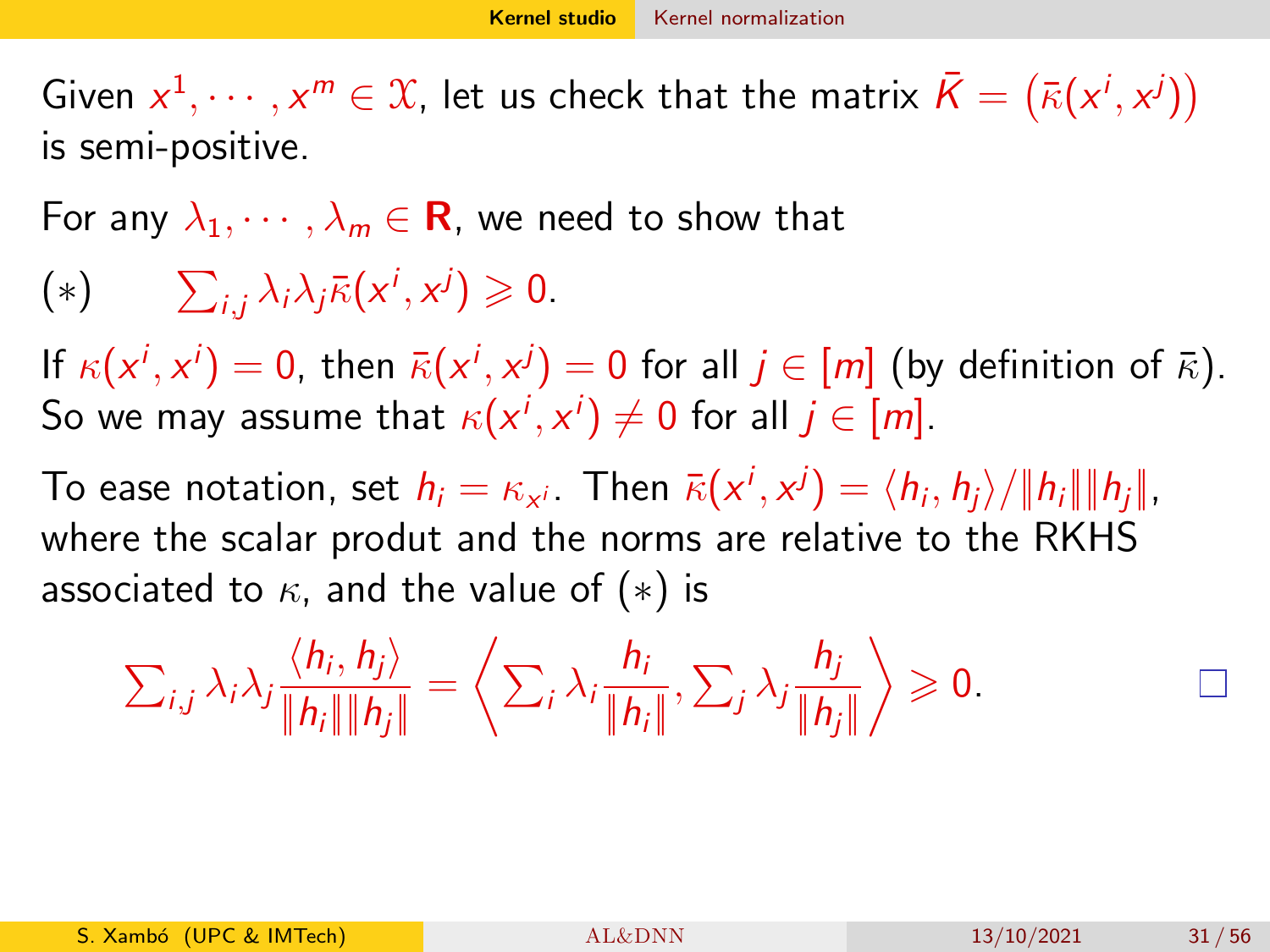Given $x^1, \cdots, x^m \in \mathcal{X}$, let us check that the matrix $\bar{K} = \big(\bar{\kappa}(x^i, x^j)\big)$ is semi-positive.

For any $\lambda_1, \cdots, \lambda_m \in \mathbf{R}$, we need to show that

$(*)\qquad \sum_{i,j} \lambda_i \lambda_j \bar{\kappa}(x^i, x^j) \geqslant 0.$

If $\kappa(x^i, x^i) = 0$, then $\bar{\kappa}(x^i, x^j) = 0$ for all $j \in [m]$ (by definition of $\bar{\kappa}$). So we may assume that $\kappa(x^i, x^i) \neq 0$ for all $j \in [m]$.

To ease notation, set $h_i = \kappa_{x^i}$. Then $\bar{\kappa}(x^i, x^j) = \langle h_i, h_j \rangle / \|h_i\| \|h_j\|$, where the scalar produt and the norms are relative to the RKHS associated to $\kappa$, and the value of $(*)$ is

$$\sum_{i,j} \lambda_i \lambda_j \frac{\langle h_i, h_j \rangle}{\|h_i\| \|h_j\|} = \left\langle \sum_i \lambda_i \frac{h_i}{\|h_i\|}, \sum_j \lambda_j \frac{h_j}{\|h_j\|} \right\rangle \geqslant 0. \qquad \square$$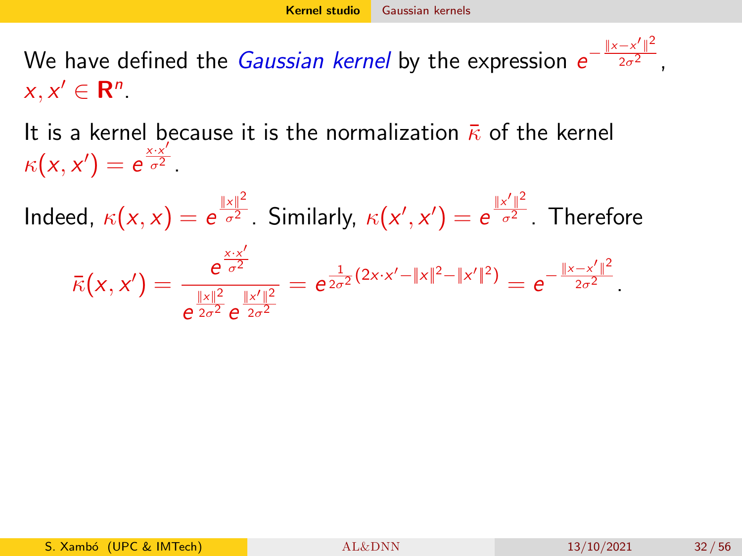We have defined the *Gaussian kernel* by the expression $e^{-\frac{\|x-x'\|^2}{2\sigma^2}}$, $x, x' \in \mathbf{R}^n$.

It is a kernel because it is the normalization $\bar{\kappa}$ of the kernel $\kappa(x, x') = e^{\frac{x \cdot x'}{\sigma^2}}$.

Indeed, $\kappa(x, x) = e^{\frac{\|x\|^2}{\sigma^2}}$. Similarly, $\kappa(x', x') = e^{\frac{\|x'\|^2}{\sigma^2}}$. Therefore

$$\bar{\kappa}(x, x') = \frac{e^{\frac{x \cdot x'}{\sigma^2}}}{e^{\frac{\|x\|^2}{2\sigma^2}} e^{\frac{\|x'\|^2}{2\sigma^2}}} = e^{\frac{1}{2\sigma^2}(2x \cdot x' - \|x\|^2 - \|x'\|^2)} = e^{-\frac{\|x-x'\|^2}{2\sigma^2}}.$$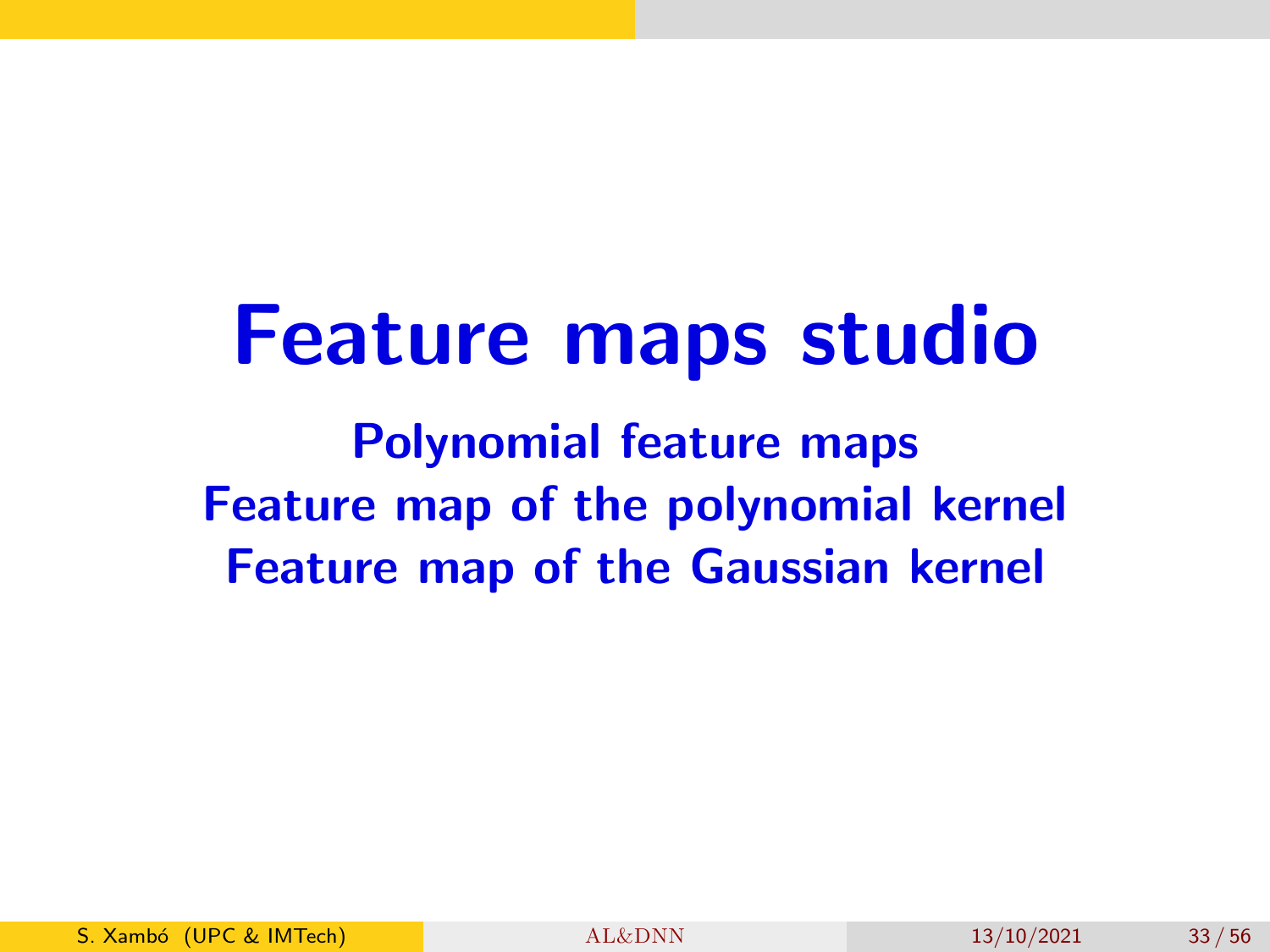# Feature maps studio

**Polynomial feature maps**
**Feature map of the polynomial kernel**
**Feature map of the Gaussian kernel**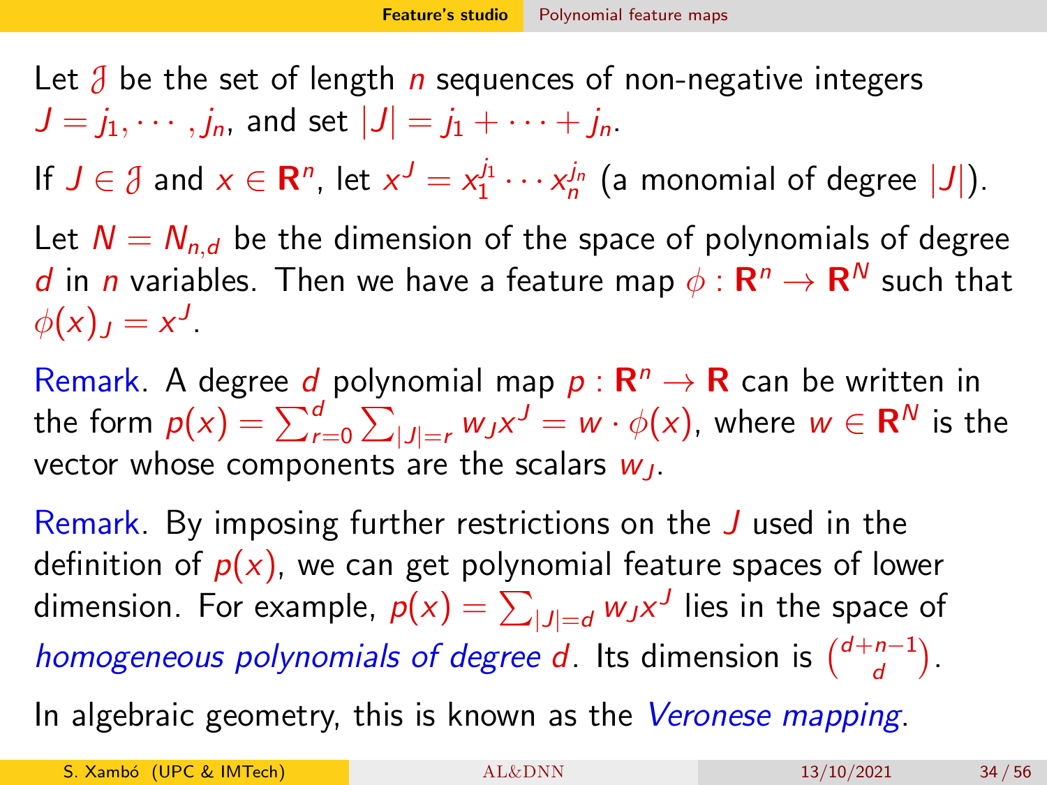Let $\mathcal{J}$ be the set of length $n$ sequences of non-negative integers $J = j_1, \cdots, j_n$, and set $|J| = j_1 + \cdots + j_n$.

If $J \in \mathcal{J}$ and $x \in \mathbf{R}^n$, let $x^J = x_1^{j_1} \cdots x_n^{j_n}$ (a monomial of degree $|J|$).

Let $N = N_{n,d}$ be the dimension of the space of polynomials of degree $d$ in $n$ variables. Then we have a feature map $\phi : \mathbf{R}^n \to \mathbf{R}^N$ such that $\phi(x)_J = x^J$.

Remark. A degree $d$ polynomial map $p : \mathbf{R}^n \to \mathbf{R}$ can be written in the form $p(x) = \sum_{r=0}^{d} \sum_{|J|=r} w_J x^J = w \cdot \phi(x)$, where $w \in \mathbf{R}^N$ is the vector whose components are the scalars $w_J$.

Remark. By imposing further restrictions on the $J$ used in the definition of $p(x)$, we can get polynomial feature spaces of lower dimension. For example, $p(x) = \sum_{|J|=d} w_J x^J$ lies in the space of *homogeneous polynomials of degree* $d$. Its dimension is $\binom{d+n-1}{d}$.

In algebraic geometry, this is known as the *Veronese mapping*.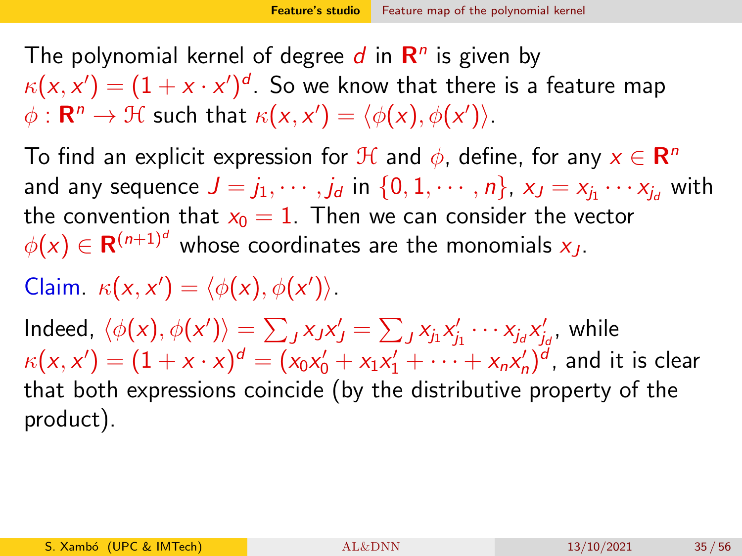The polynomial kernel of degree $d$ in $\mathbf{R}^n$ is given by $\kappa(x, x') = (1 + x \cdot x')^d$. So we know that there is a feature map $\phi : \mathbf{R}^n \to \mathcal{H}$ such that $\kappa(x, x') = \langle \phi(x), \phi(x') \rangle$.

To find an explicit expression for $\mathcal{H}$ and $\phi$, define, for any $x \in \mathbf{R}^n$ and any sequence $J = j_1, \cdots, j_d$ in $\{0, 1, \cdots, n\}$, $x_J = x_{j_1} \cdots x_{j_d}$ with the convention that $x_0 = 1$. Then we can consider the vector $\phi(x) \in \mathbf{R}^{(n+1)^d}$ whose coordinates are the monomials $x_J$.

Claim. $\kappa(x, x') = \langle \phi(x), \phi(x') \rangle$.

Indeed, $\langle \phi(x), \phi(x') \rangle = \sum_J x_J x'_J = \sum_J x_{j_1} x'_{j_1} \cdots x_{j_d} x'_{j_d}$, while $\kappa(x, x') = (1 + x \cdot x)^d = (x_0 x'_0 + x_1 x'_1 + \cdots + x_n x'_n)^d$, and it is clear that both expressions coincide (by the distributive property of the product).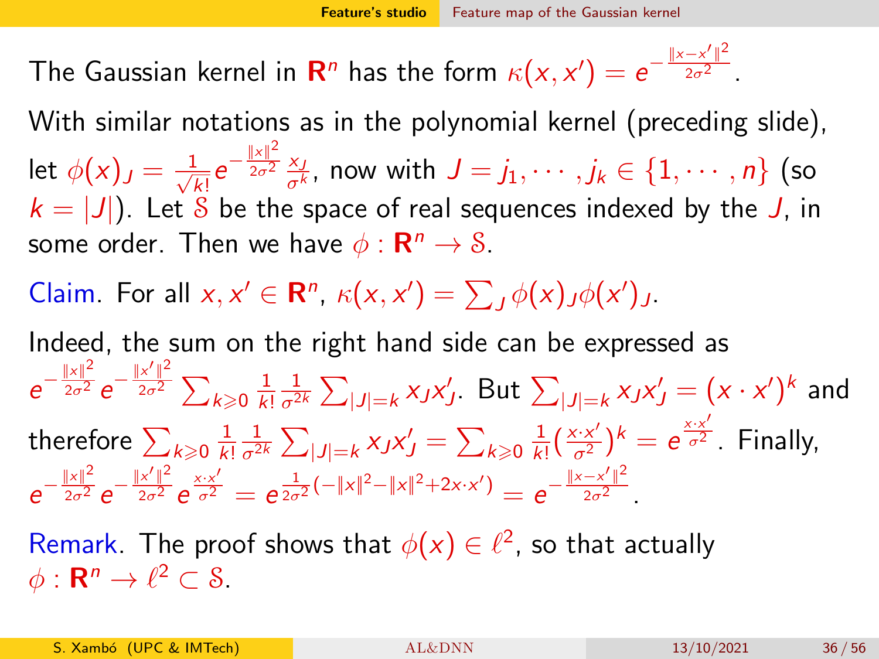The Gaussian kernel in $\mathbf{R}^n$ has the form $\kappa(x, x') = e^{-\frac{\|x-x'\|^2}{2\sigma^2}}$.

With similar notations as in the polynomial kernel (preceding slide), let $\phi(x)_J = \frac{1}{\sqrt{k!}} e^{-\frac{\|x\|^2}{2\sigma^2}} \frac{x_J}{\sigma^k}$, now with $J = j_1, \cdots, j_k \in \{1, \cdots, n\}$ (so $k = |J|$). Let $\mathcal{S}$ be the space of real sequences indexed by the $J$, in some order. Then we have $\phi : \mathbf{R}^n \to \mathcal{S}$.

Claim. For all $x, x' \in \mathbf{R}^n$, $\kappa(x, x') = \sum_J \phi(x)_J \phi(x')_J$.

Indeed, the sum on the right hand side can be expressed as $e^{-\frac{\|x\|^2}{2\sigma^2}} e^{-\frac{\|x'\|^2}{2\sigma^2}} \sum_{k \geqslant 0} \frac{1}{k!} \frac{1}{\sigma^{2k}} \sum_{|J|=k} x_J x'_J$. But $\sum_{|J|=k} x_J x'_J = (x \cdot x')^k$ and therefore $\sum_{k \geqslant 0} \frac{1}{k!} \frac{1}{\sigma^{2k}} \sum_{|J|=k} x_J x'_J = \sum_{k \geqslant 0} \frac{1}{k!} (\frac{x \cdot x'}{\sigma^2})^k = e^{\frac{x \cdot x'}{\sigma^2}}$. Finally, $e^{-\frac{\|x\|^2}{2\sigma^2}} e^{-\frac{\|x'\|^2}{2\sigma^2}} e^{\frac{x \cdot x'}{\sigma^2}} = e^{\frac{1}{2\sigma^2}(-\|x\|^2 - \|x\|^2 + 2x \cdot x')} = e^{-\frac{\|x-x'\|^2}{2\sigma^2}}$.

Remark. The proof shows that $\phi(x) \in \ell^2$, so that actually $\phi : \mathbf{R}^n \to \ell^2 \subset \mathcal{S}$.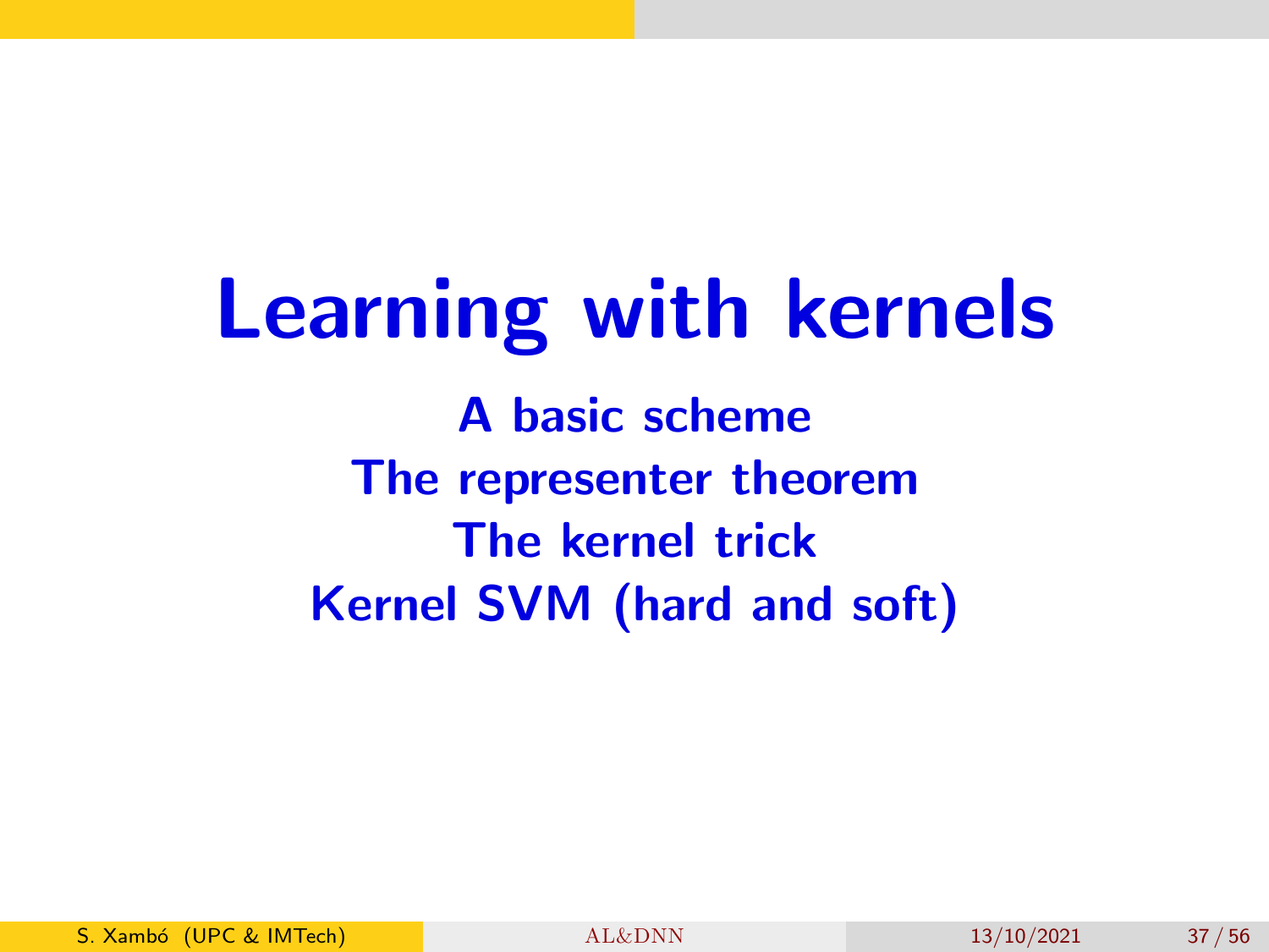# Learning with kernels

**A basic scheme**

**The representer theorem**

**The kernel trick**

**Kernel SVM (hard and soft)**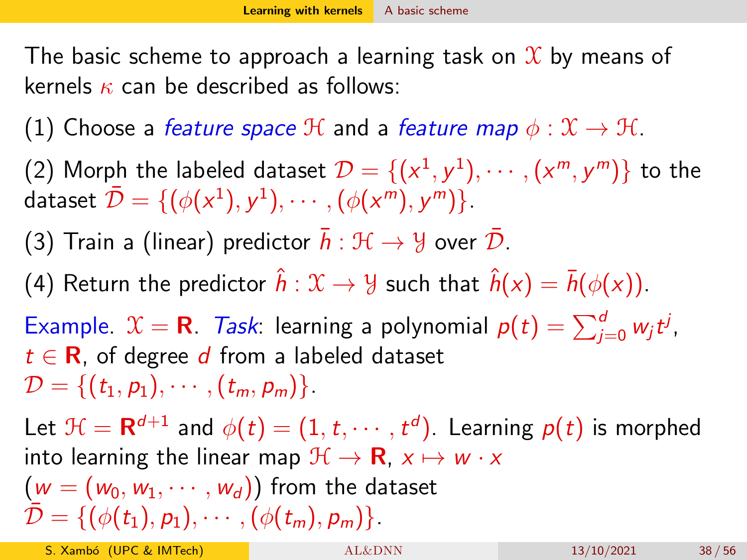The basic scheme to approach a learning task on $\mathcal{X}$ by means of kernels $\kappa$ can be described as follows:

(1) Choose a *feature space* $\mathcal{H}$ and a *feature map* $\phi : \mathcal{X} \to \mathcal{H}$.

(2) Morph the labeled dataset $\mathcal{D} = \{(x^1, y^1), \cdots, (x^m, y^m)\}$ to the dataset $\bar{\mathcal{D}} = \{(\phi(x^1), y^1), \cdots, (\phi(x^m), y^m)\}$.

(3) Train a (linear) predictor $\bar{h} : \mathcal{H} \to \mathcal{Y}$ over $\bar{\mathcal{D}}$.

(4) Return the predictor $\hat{h} : \mathcal{X} \to \mathcal{Y}$ such that $\hat{h}(x) = \bar{h}(\phi(x))$.

Example. $\mathcal{X} = \mathbf{R}$. *Task*: learning a polynomial $p(t) = \sum_{j=0}^{d} w_j t^j$, $t \in \mathbf{R}$, of degree $d$ from a labeled dataset $\mathcal{D} = \{(t_1, p_1), \cdots, (t_m, p_m)\}$.

Let $\mathcal{H} = \mathbf{R}^{d+1}$ and $\phi(t) = (1, t, \cdots, t^d)$. Learning $p(t)$ is morphed into learning the linear map $\mathcal{H} \to \mathbf{R}$, $x \mapsto w \cdot x$ ($w = (w_0, w_1, \cdots, w_d)$) from the dataset $\bar{\mathcal{D}} = \{(\phi(t_1), p_1), \cdots, (\phi(t_m), p_m)\}$.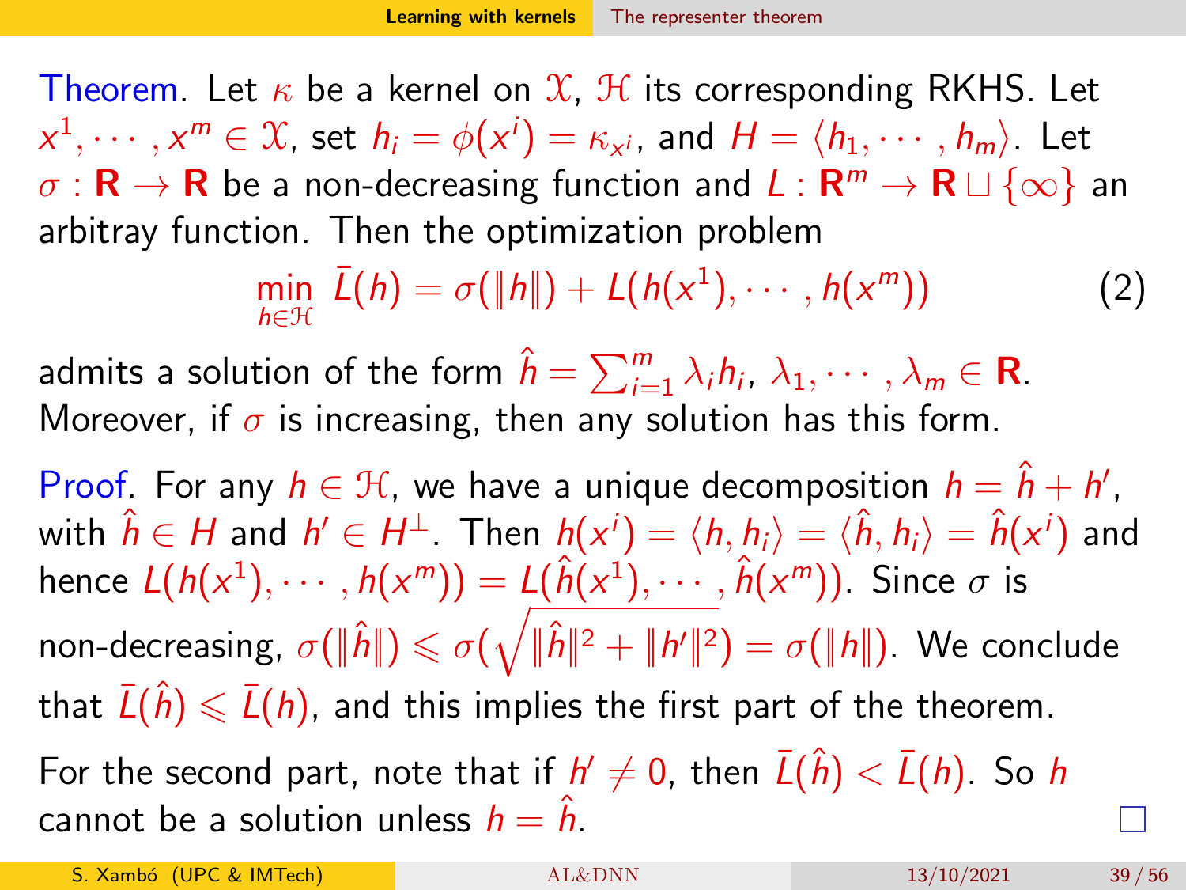**Theorem.** Let $\kappa$ be a kernel on $\mathcal{X}$, $\mathcal{H}$ its corresponding RKHS. Let $x^1, \cdots, x^m \in \mathcal{X}$, set $h_i = \phi(x^i) = \kappa_{x^i}$, and $H = \langle h_1, \cdots, h_m \rangle$. Let $\sigma : \mathbf{R} \to \mathbf{R}$ be a non-decreasing function and $L : \mathbf{R}^m \to \mathbf{R} \sqcup \{\infty\}$ an arbitray function. Then the optimization problem

$$\min_{h \in \mathcal{H}} \; \bar{L}(h) = \sigma(\|h\|) + L(h(x^1), \cdots, h(x^m)) \tag{2}$$

admits a solution of the form $\hat{h} = \sum_{i=1}^{m} \lambda_i h_i$, $\lambda_1, \cdots, \lambda_m \in \mathbf{R}$. Moreover, if $\sigma$ is increasing, then any solution has this form.

**Proof.** For any $h \in \mathcal{H}$, we have a unique decomposition $h = \hat{h} + h'$, with $\hat{h} \in H$ and $h' \in H^{\perp}$. Then $h(x^i) = \langle h, h_i \rangle = \langle \hat{h}, h_i \rangle = \hat{h}(x^i)$ and hence $L(h(x^1), \cdots, h(x^m)) = L(\hat{h}(x^1), \cdots, \hat{h}(x^m))$. Since $\sigma$ is non-decreasing, $\sigma(\|\hat{h}\|) \leqslant \sigma(\sqrt{\|\hat{h}\|^2 + \|h'\|^2}) = \sigma(\|h\|)$. We conclude that $\bar{L}(\hat{h}) \leqslant \bar{L}(h)$, and this implies the first part of the theorem.

For the second part, note that if $h' \neq 0$, then $\bar{L}(\hat{h}) < \bar{L}(h)$. So $h$ cannot be a solution unless $h = \hat{h}$. □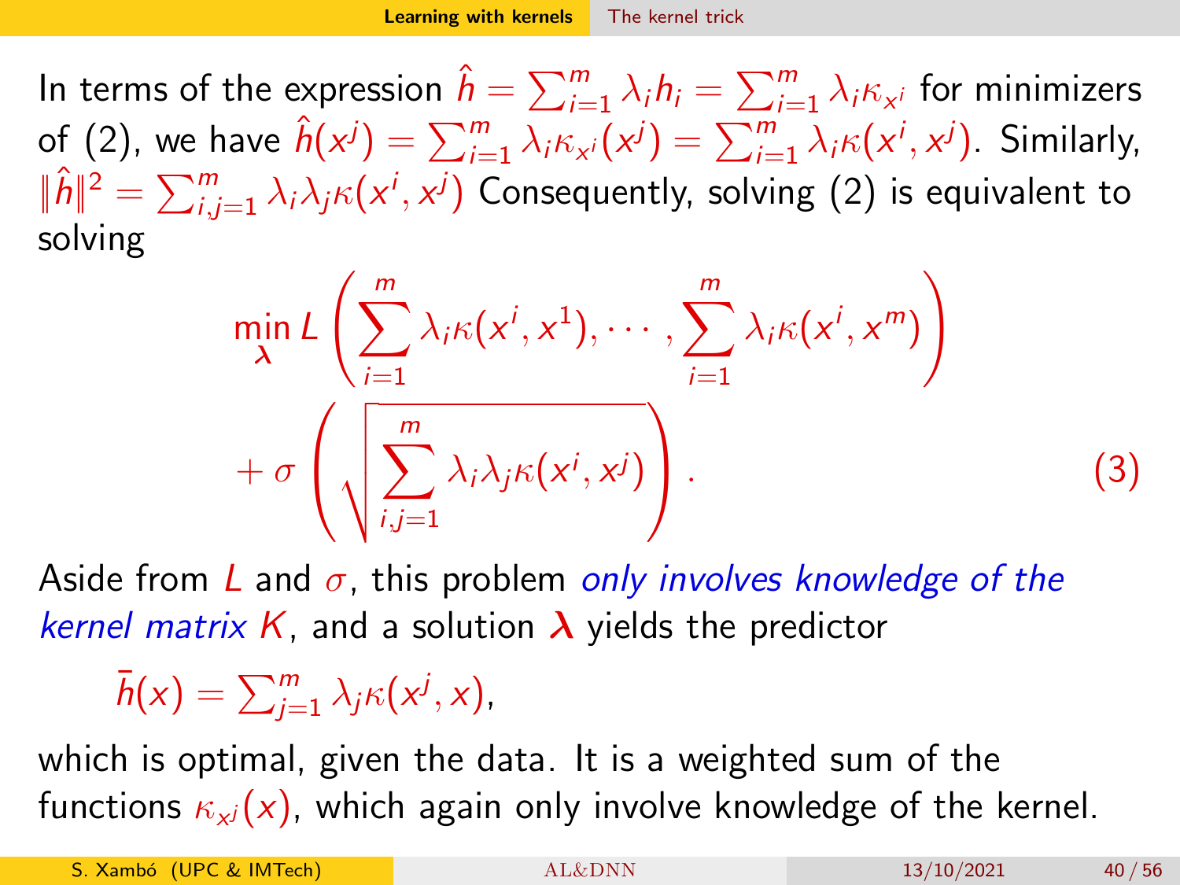In terms of the expression $\hat{h} = \sum_{i=1}^{m} \lambda_i h_i = \sum_{i=1}^{m} \lambda_i \kappa_{x^i}$ for minimizers of (2), we have $\hat{h}(x^j) = \sum_{i=1}^{m} \lambda_i \kappa_{x^i}(x^j) = \sum_{i=1}^{m} \lambda_i \kappa(x^i, x^j)$. Similarly, $\|\hat{h}\|^2 = \sum_{i,j=1}^{m} \lambda_i \lambda_j \kappa(x^i, x^j)$ Consequently, solving (2) is equivalent to solving

$$\min_{\boldsymbol{\lambda}} L\left(\sum_{i=1}^{m} \lambda_i \kappa(x^i, x^1), \cdots, \sum_{i=1}^{m} \lambda_i \kappa(x^i, x^m)\right) + \sigma\left(\sqrt{\sum_{i,j=1}^{m} \lambda_i \lambda_j \kappa(x^i, x^j)}\right). \tag{3}$$

Aside from $L$ and $\sigma$, this problem *only involves knowledge of the kernel matrix $K$*, and a solution $\boldsymbol{\lambda}$ yields the predictor

$$\bar{h}(x) = \sum_{j=1}^{m} \lambda_j \kappa(x^j, x),$$

which is optimal, given the data. It is a weighted sum of the functions $\kappa_{x^j}(x)$, which again only involve knowledge of the kernel.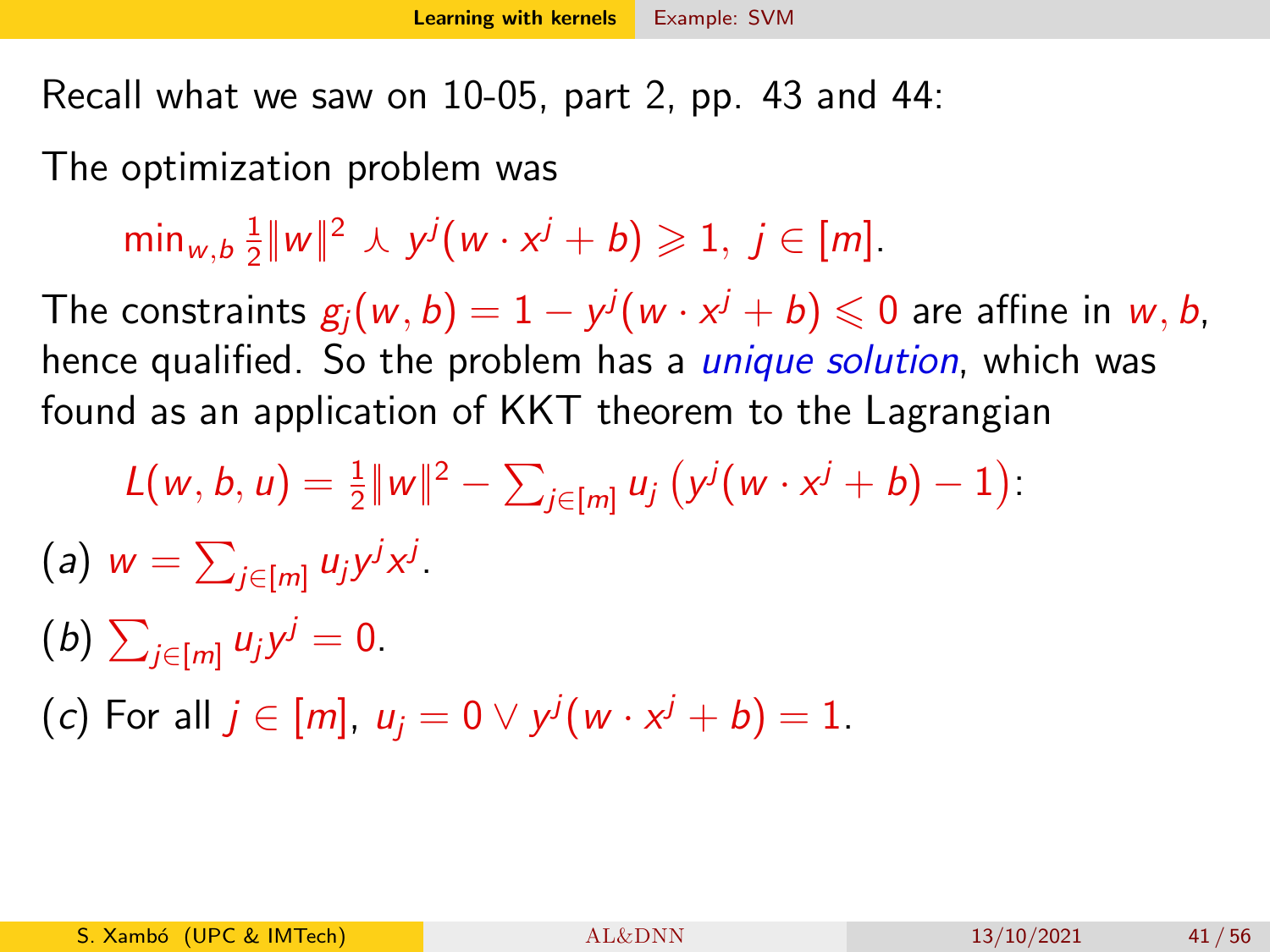Recall what we saw on 10-05, part 2, pp. 43 and 44:

The optimization problem was

$$\min_{w,b} \tfrac{1}{2}\|w\|^2 \curlywedge y^j(w \cdot x^j + b) \geqslant 1,\ j \in [m].$$

The constraints $g_j(w,b) = 1 - y^j(w \cdot x^j + b) \leqslant 0$ are affine in $w, b$, hence qualified. So the problem has a *unique solution*, which was found as an application of KKT theorem to the Lagrangian

$$L(w,b,u) = \tfrac{1}{2}\|w\|^2 - \sum_{j\in[m]} u_j \left(y^j(w \cdot x^j + b) - 1\right):$$

(*a*) $w = \sum_{j\in[m]} u_j y^j x^j$.

(*b*) $\sum_{j\in[m]} u_j y^j = 0$.

(*c*) For all $j \in [m]$, $u_j = 0 \vee y^j(w \cdot x^j + b) = 1$.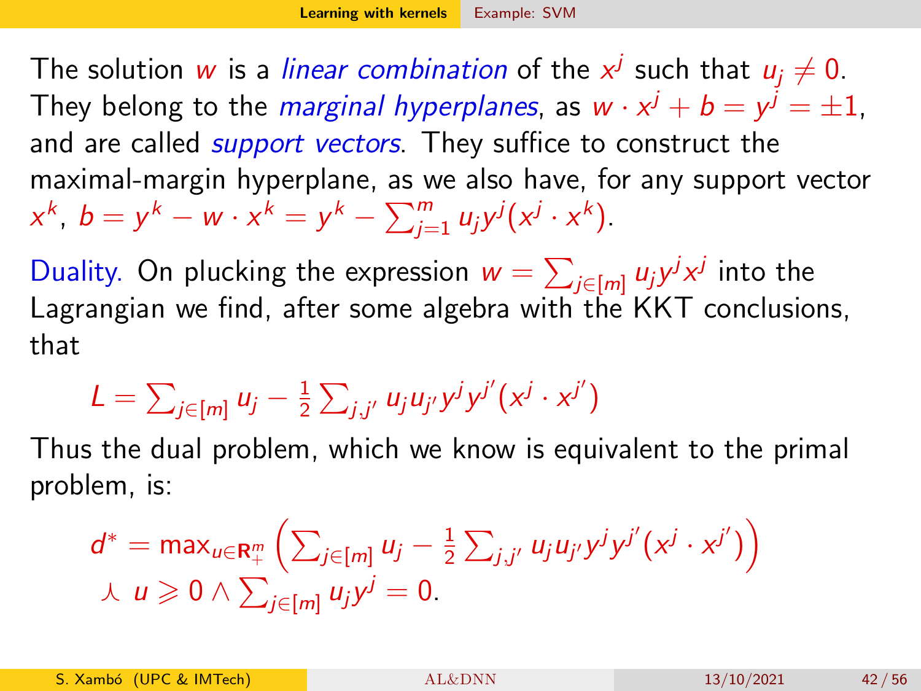The solution $w$ is a *linear combination* of the $x^j$ such that $u_j \neq 0$. They belong to the *marginal hyperplanes*, as $w \cdot x^j + b = y^j = \pm 1$, and are called *support vectors*. They suffice to construct the maximal-margin hyperplane, as we also have, for any support vector $x^k$, $b = y^k - w \cdot x^k = y^k - \sum_{j=1}^m u_j y^j (x^j \cdot x^k)$.

Duality. On plucking the expression $w = \sum_{j \in [m]} u_j y^j x^j$ into the Lagrangian we find, after some algebra with the KKT conclusions, that

$$L = \sum_{j \in [m]} u_j - \tfrac{1}{2} \sum_{j,j'} u_j u_{j'} y^j y^{j'} (x^j \cdot x^{j'})$$

Thus the dual problem, which we know is equivalent to the primal problem, is:

$$d^* = \max_{u \in \mathbf{R}_+^m} \left( \sum_{j \in [m]} u_j - \tfrac{1}{2} \sum_{j,j'} u_j u_{j'} y^j y^{j'} (x^j \cdot x^{j'}) \right)$$
$$\curlywedge \; u \geqslant 0 \wedge \sum_{j \in [m]} u_j y^j = 0.$$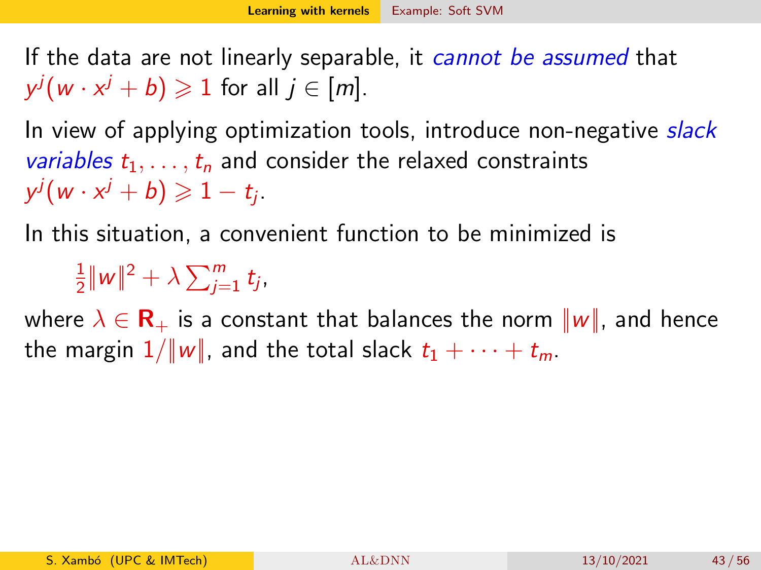If the data are not linearly separable, it *cannot be assumed* that $y^j(w \cdot x^j + b) \geqslant 1$ for all $j \in [m]$.

In view of applying optimization tools, introduce non-negative *slack variables* $t_1, \ldots, t_n$ and consider the relaxed constraints $y^j(w \cdot x^j + b) \geqslant 1 - t_j$.

In this situation, a convenient function to be minimized is

$$\frac{1}{2}\|w\|^2 + \lambda \sum_{j=1}^{m} t_j,$$

where $\lambda \in \mathbf{R}_+$ is a constant that balances the norm $\|w\|$, and hence the margin $1/\|w\|$, and the total slack $t_1 + \cdots + t_m$.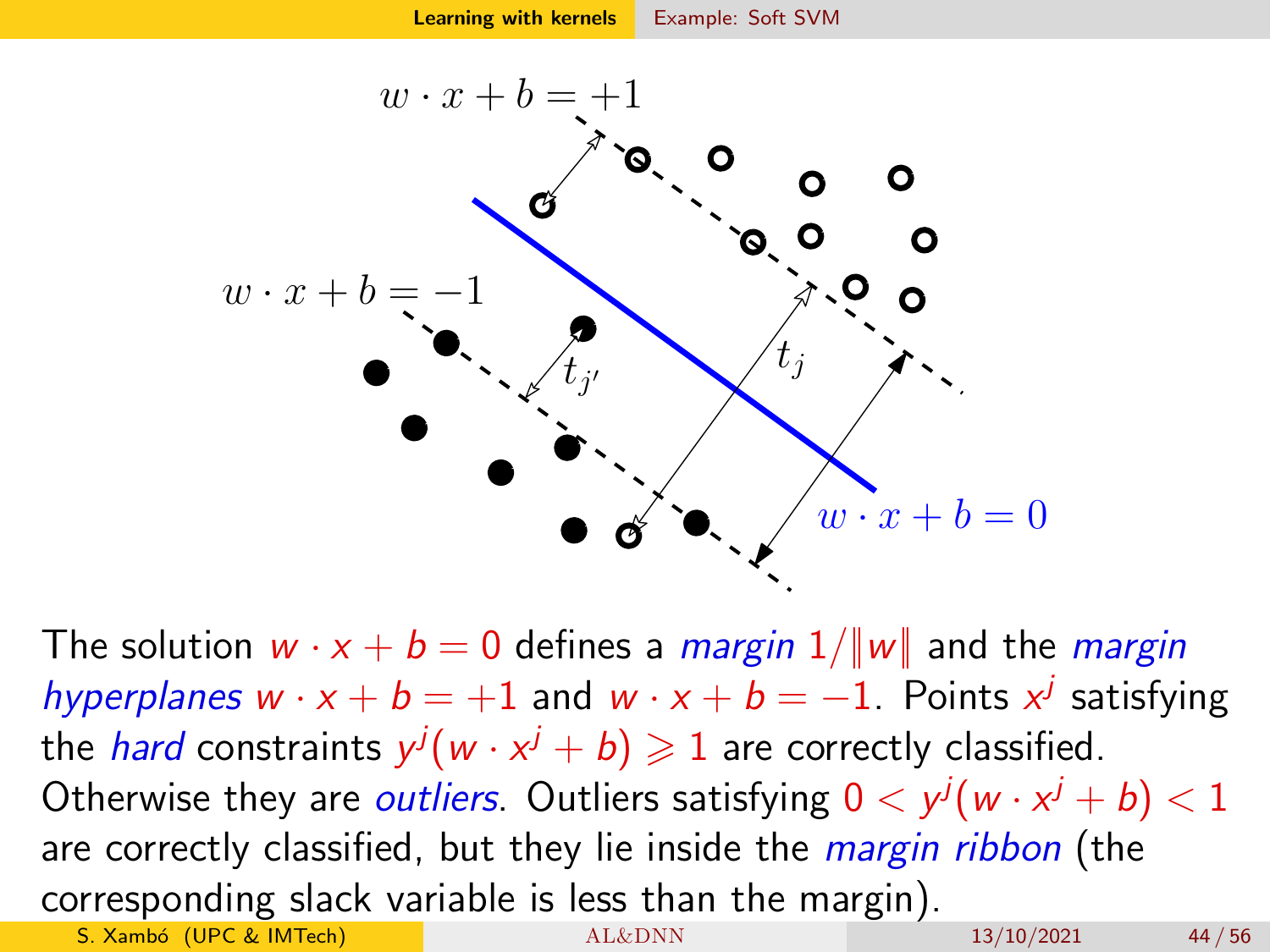The solution $w \cdot x + b = 0$ defines a *margin* $1/\|w\|$ and the *margin hyperplanes* $w \cdot x + b = +1$ and $w \cdot x + b = -1$. Points $x^j$ satisfying the *hard* constraints $y^j(w \cdot x^j + b) \geqslant 1$ are correctly classified. Otherwise they are *outliers*. Outliers satisfying $0 < y^j(w \cdot x^j + b) < 1$ are correctly classified, but they lie inside the *margin ribbon* (the corresponding slack variable is less than the margin).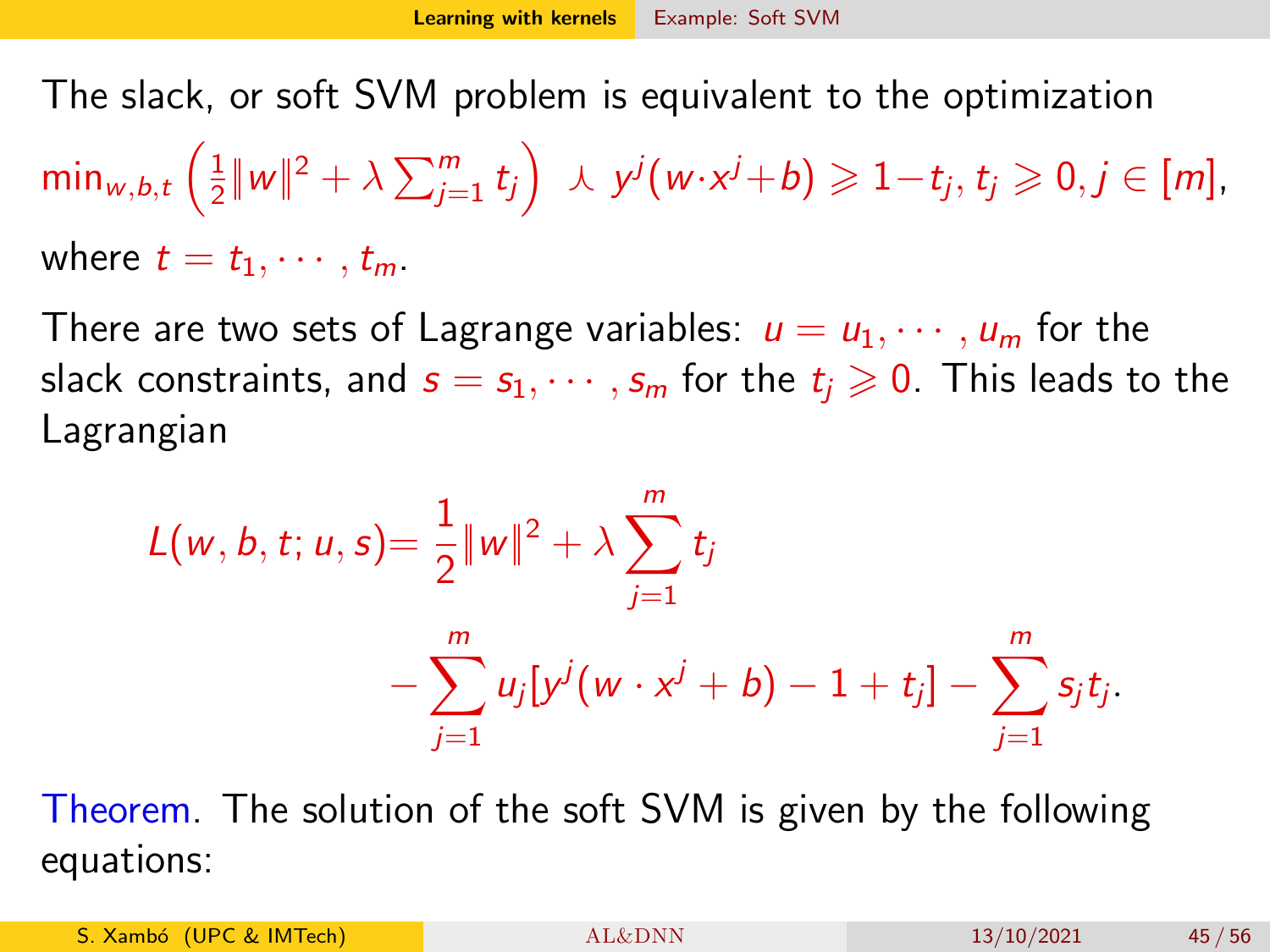The slack, or soft SVM problem is equivalent to the optimization

$\min_{w,b,t}\left(\frac{1}{2}\|w\|^2+\lambda\sum_{j=1}^m t_j\right) \curlywedge y^j(w\cdot x^j+b)\geqslant 1-t_j,\, t_j\geqslant 0, j\in[m]$,

where $t=t_1,\cdots,t_m$.

There are two sets of Lagrange variables: $u=u_1,\cdots,u_m$ for the slack constraints, and $s=s_1,\cdots,s_m$ for the $t_j\geqslant 0$. This leads to the Lagrangian

$$
\begin{aligned}
L(w,b,t;u,s) &= \frac{1}{2}\|w\|^2+\lambda\sum_{j=1}^m t_j \\
&\quad -\sum_{j=1}^m u_j[y^j(w\cdot x^j+b)-1+t_j]-\sum_{j=1}^m s_j t_j.
\end{aligned}
$$

Theorem. The solution of the soft SVM is given by the following equations: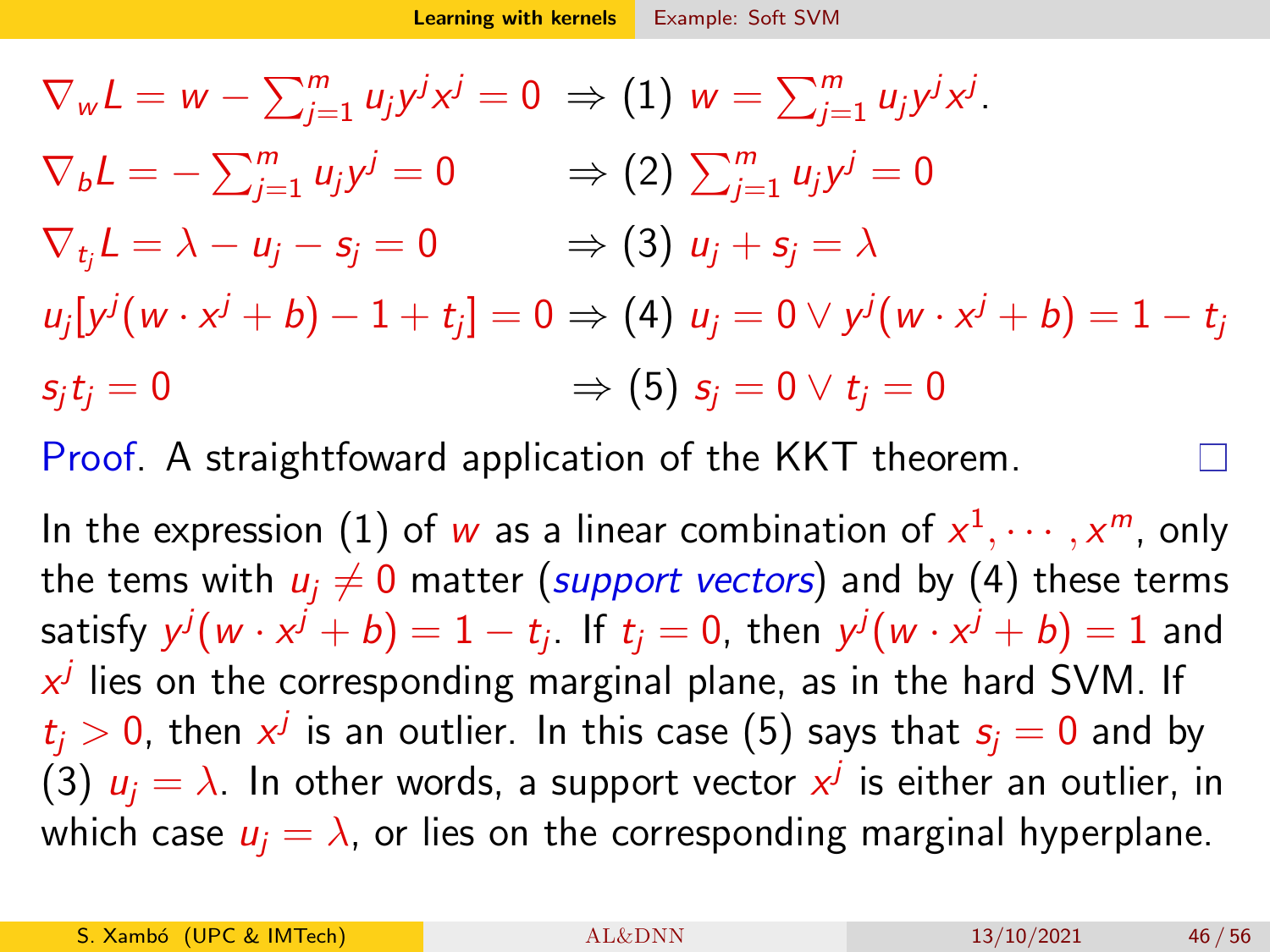$$\nabla_w L = w - \sum_{j=1}^m u_j y^j x^j = 0 \;\Rightarrow (1)\; w = \sum_{j=1}^m u_j y^j x^j.$$

$$\nabla_b L = -\sum_{j=1}^m u_j y^j = 0 \;\Rightarrow (2)\; \sum_{j=1}^m u_j y^j = 0$$

$$\nabla_{t_j} L = \lambda - u_j - s_j = 0 \;\Rightarrow (3)\; u_j + s_j = \lambda$$

$$u_j[y^j(w \cdot x^j + b) - 1 + t_j] = 0 \Rightarrow (4)\; u_j = 0 \vee y^j(w \cdot x^j + b) = 1 - t_j$$

$$s_j t_j = 0 \;\Rightarrow (5)\; s_j = 0 \vee t_j = 0$$

Proof. A straightfoward application of the KKT theorem. □

In the expression (1) of $w$ as a linear combination of $x^1, \cdots, x^m$, only the tems with $u_j \neq 0$ matter (*support vectors*) and by (4) these terms satisfy $y^j(w \cdot x^j + b) = 1 - t_j$. If $t_j = 0$, then $y^j(w \cdot x^j + b) = 1$ and $x^j$ lies on the corresponding marginal plane, as in the hard SVM. If $t_j > 0$, then $x^j$ is an outlier. In this case (5) says that $s_j = 0$ and by (3) $u_j = \lambda$. In other words, a support vector $x^j$ is either an outlier, in which case $u_j = \lambda$, or lies on the corresponding marginal hyperplane.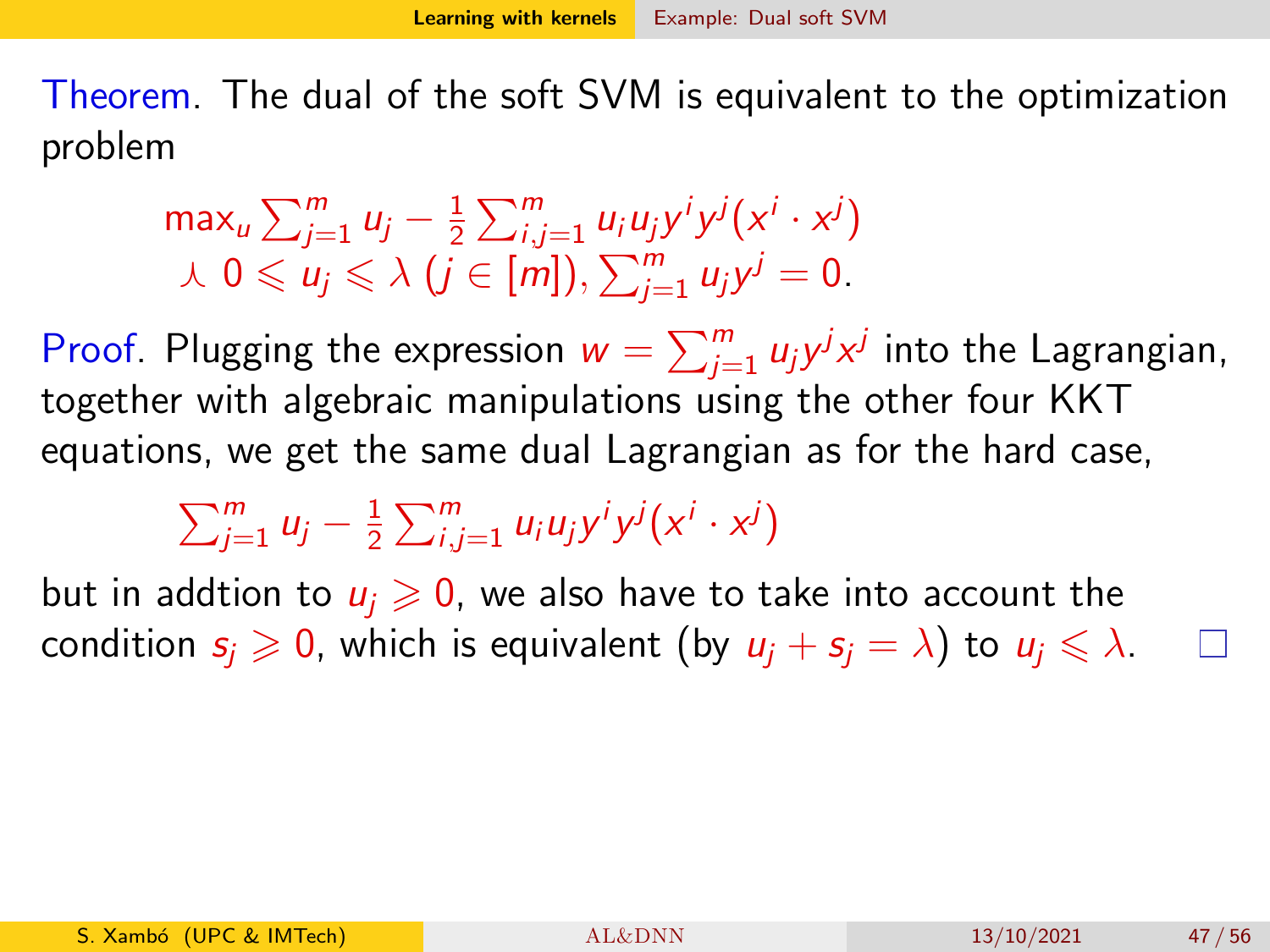Theorem. The dual of the soft SVM is equivalent to the optimization problem

$$\max_u \sum_{j=1}^m u_j - \frac{1}{2}\sum_{i,j=1}^m u_i u_j y^i y^j (x^i \cdot x^j)$$
$$\curlywedge\ 0 \leqslant u_j \leqslant \lambda \ (j \in [m]), \sum_{j=1}^m u_j y^j = 0.$$

Proof. Plugging the expression $w = \sum_{j=1}^m u_j y^j x^j$ into the Lagrangian, together with algebraic manipulations using the other four KKT equations, we get the same dual Lagrangian as for the hard case,

$$\sum_{j=1}^m u_j - \frac{1}{2}\sum_{i,j=1}^m u_i u_j y^i y^j (x^i \cdot x^j)$$

but in addtion to $u_j \geqslant 0$, we also have to take into account the condition $s_j \geqslant 0$, which is equivalent (by $u_j + s_j = \lambda$) to $u_j \leqslant \lambda$. □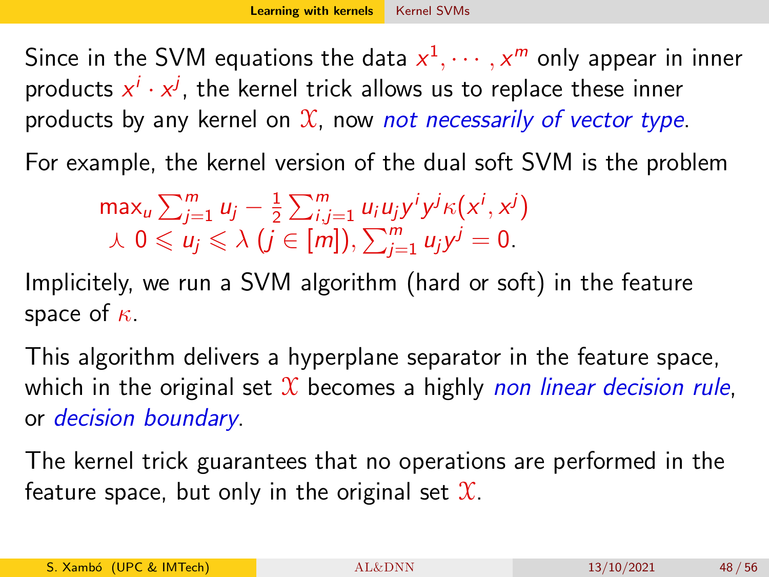Since in the SVM equations the data $x^1, \cdots, x^m$ only appear in inner products $x^i \cdot x^j$, the kernel trick allows us to replace these inner products by any kernel on $\mathcal{X}$, now *not necessarily of vector type*.

For example, the kernel version of the dual soft SVM is the problem

$$\max_u \sum_{j=1}^m u_j - \tfrac{1}{2} \sum_{i,j=1}^m u_i u_j y^i y^j \kappa(x^i, x^j)$$
$$\curlywedge \ 0 \leqslant u_j \leqslant \lambda \ (j \in [m]), \sum_{j=1}^m u_j y^j = 0.$$

Implicitely, we run a SVM algorithm (hard or soft) in the feature space of $\kappa$.

This algorithm delivers a hyperplane separator in the feature space, which in the original set $\mathcal{X}$ becomes a highly *non linear decision rule*, or *decision boundary*.

The kernel trick guarantees that no operations are performed in the feature space, but only in the original set $\mathcal{X}$.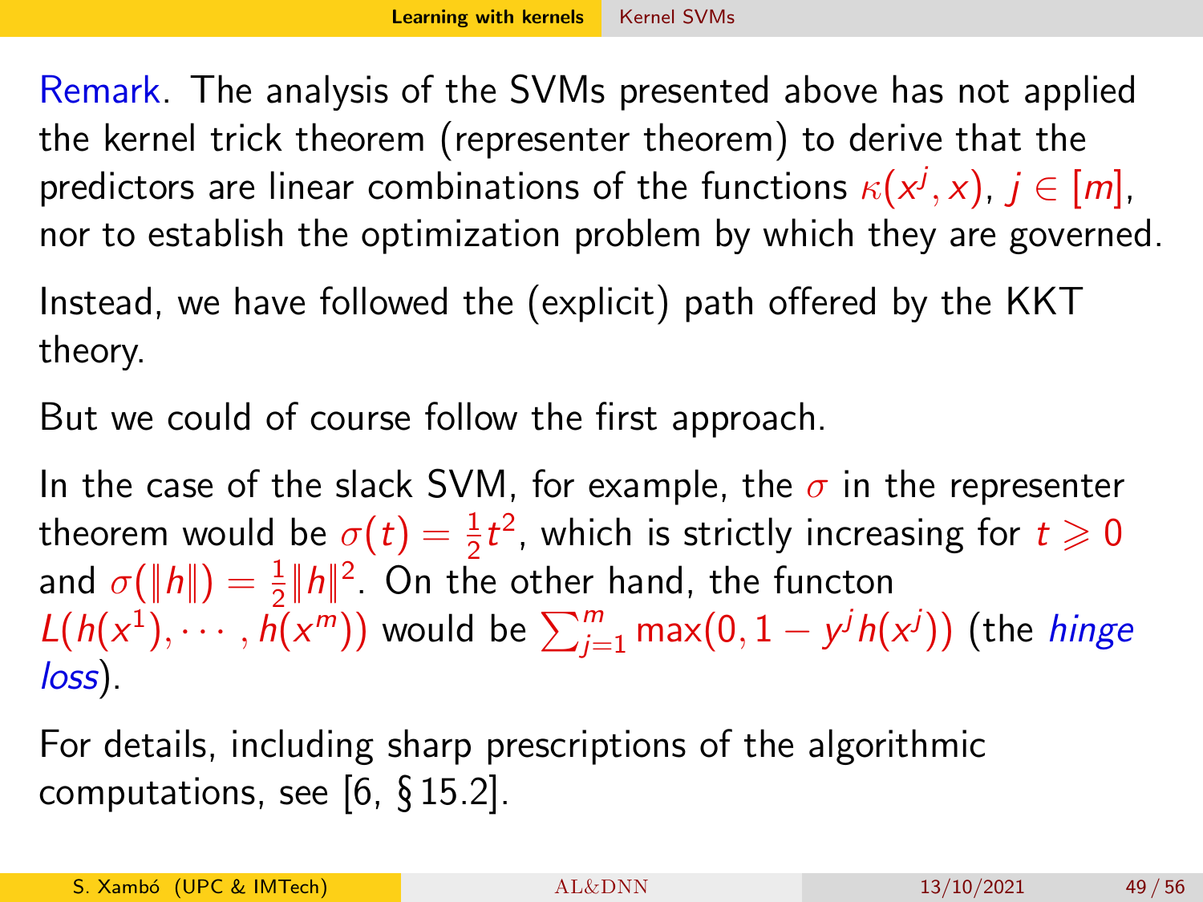Remark. The analysis of the SVMs presented above has not applied the kernel trick theorem (representer theorem) to derive that the predictors are linear combinations of the functions $\kappa(x^j, x)$, $j \in [m]$, nor to establish the optimization problem by which they are governed.

Instead, we have followed the (explicit) path offered by the KKT theory.

But we could of course follow the first approach.

In the case of the slack SVM, for example, the $\sigma$ in the representer theorem would be $\sigma(t) = \frac{1}{2}t^2$, which is strictly increasing for $t \geqslant 0$ and $\sigma(\|h\|) = \frac{1}{2}\|h\|^2$. On the other hand, the functon $L(h(x^1), \cdots, h(x^m))$ would be $\sum_{j=1}^{m} \max(0, 1 - y^j h(x^j))$ (the *hinge loss*).

For details, including sharp prescriptions of the algorithmic computations, see [6, § 15.2].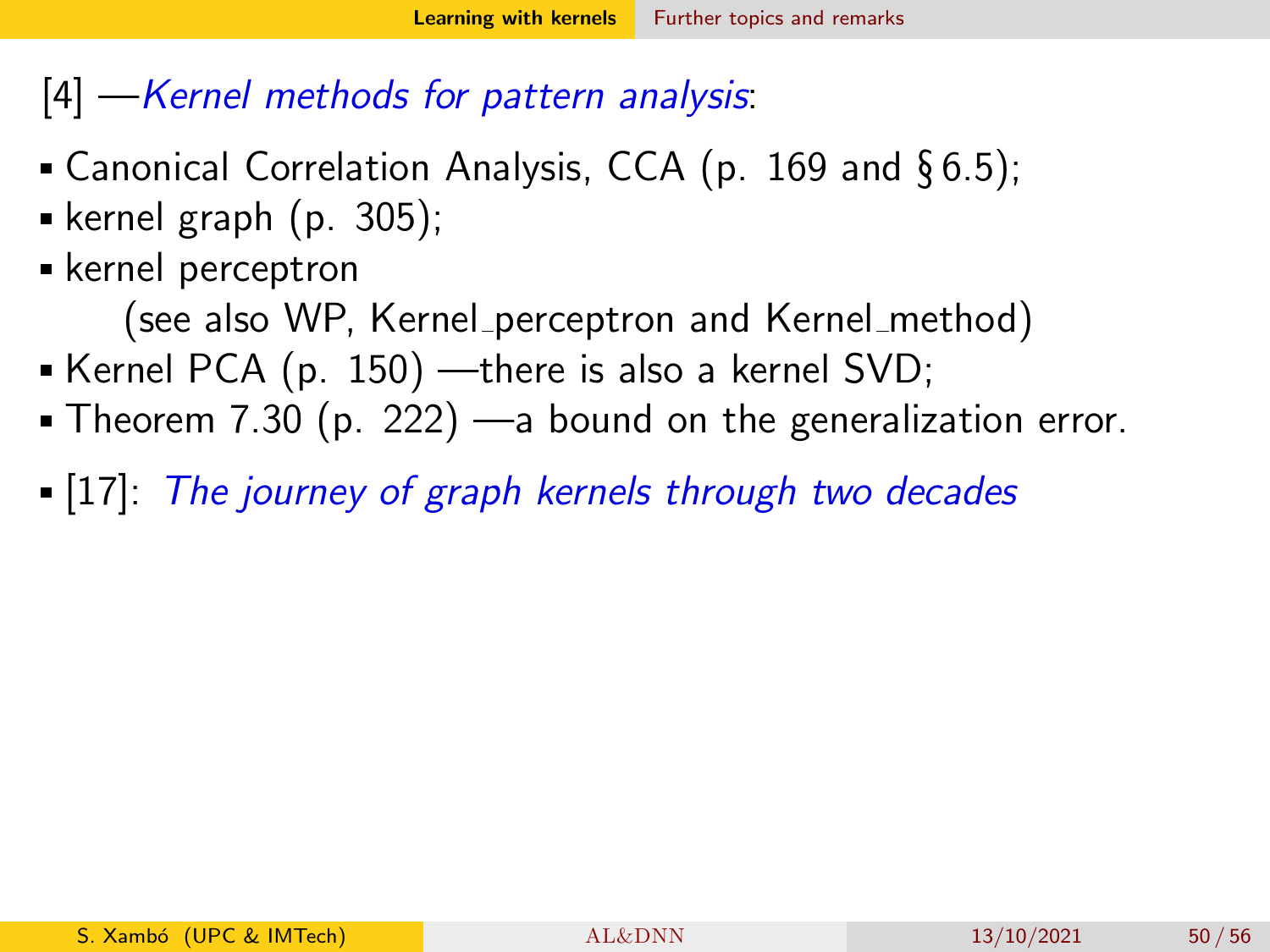[4] —*Kernel methods for pattern analysis*:

- Canonical Correlation Analysis, CCA (p. 169 and § 6.5);
- kernel graph (p. 305);
- kernel perceptron
  (see also WP, Kernel_perceptron and Kernel_method)
- Kernel PCA (p. 150) —there is also a kernel SVD;
- Theorem 7.30 (p. 222) —a bound on the generalization error.

- [17]: *The journey of graph kernels through two decades*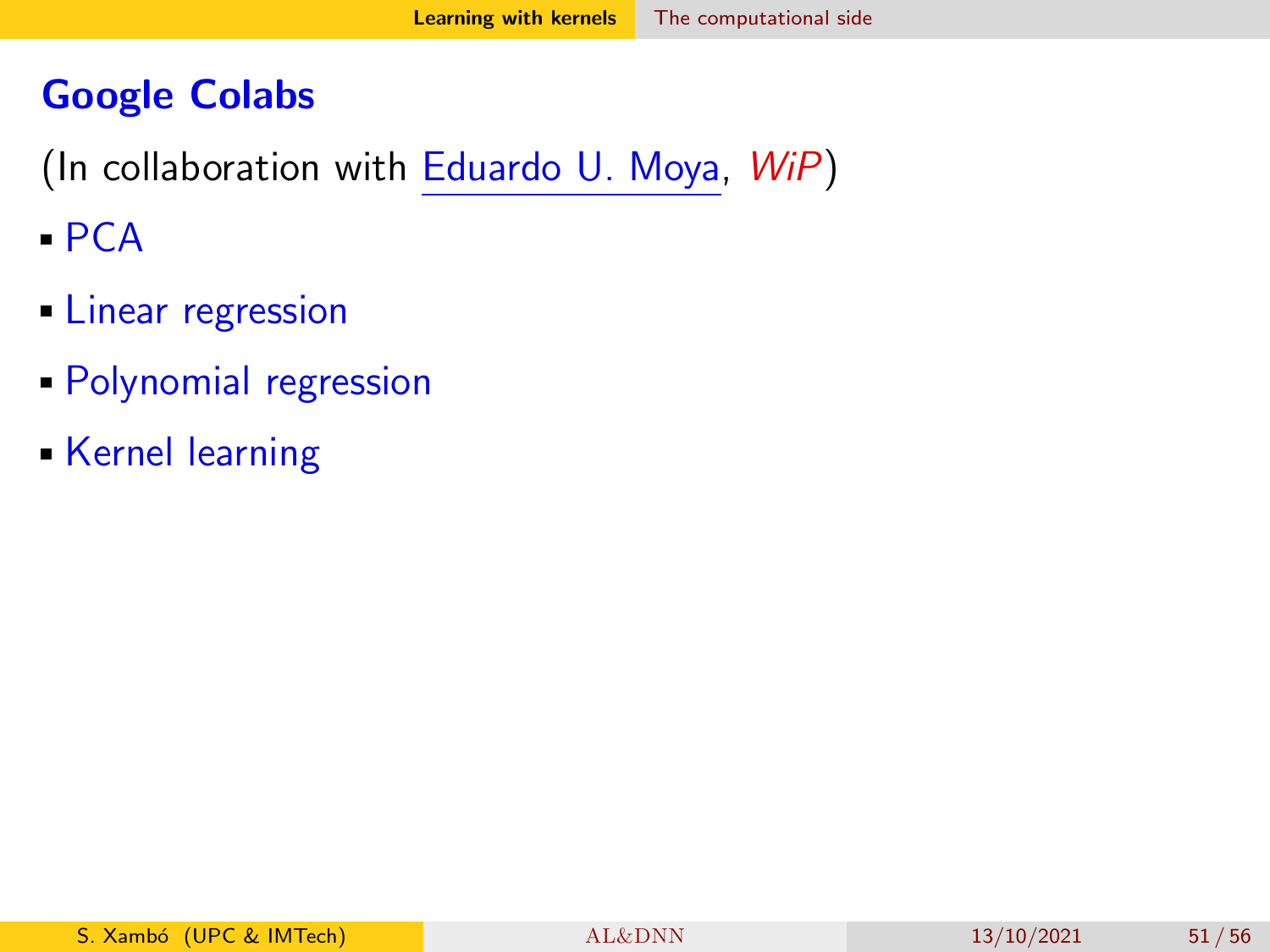## Google Colabs

(In collaboration with Eduardo U. Moya, *WiP*)

- PCA
- Linear regression
- Polynomial regression
- Kernel learning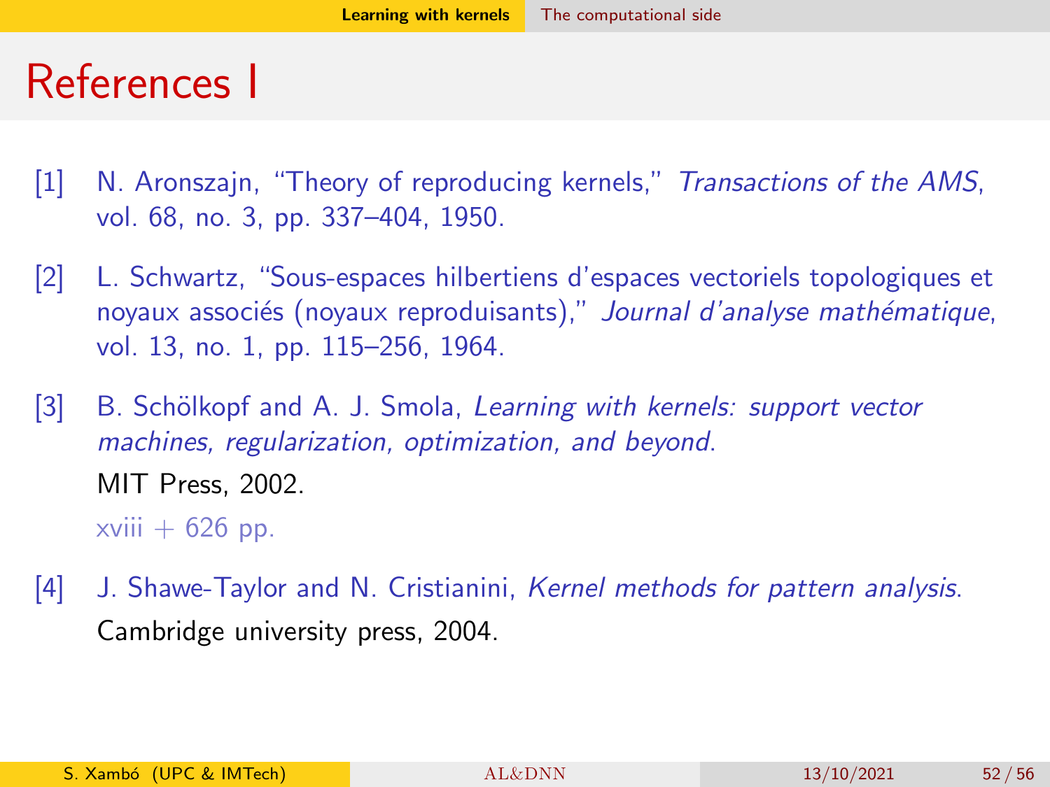# References I

[1] N. Aronszajn, "Theory of reproducing kernels," *Transactions of the AMS*, vol. 68, no. 3, pp. 337–404, 1950.

[2] L. Schwartz, "Sous-espaces hilbertiens d'espaces vectoriels topologiques et noyaux associés (noyaux reproduisants)," *Journal d'analyse mathématique*, vol. 13, no. 1, pp. 115–256, 1964.

[3] B. Schölkopf and A. J. Smola, *Learning with kernels: support vector machines, regularization, optimization, and beyond*. MIT Press, 2002.
xviii + 626 pp.

[4] J. Shawe-Taylor and N. Cristianini, *Kernel methods for pattern analysis*. Cambridge university press, 2004.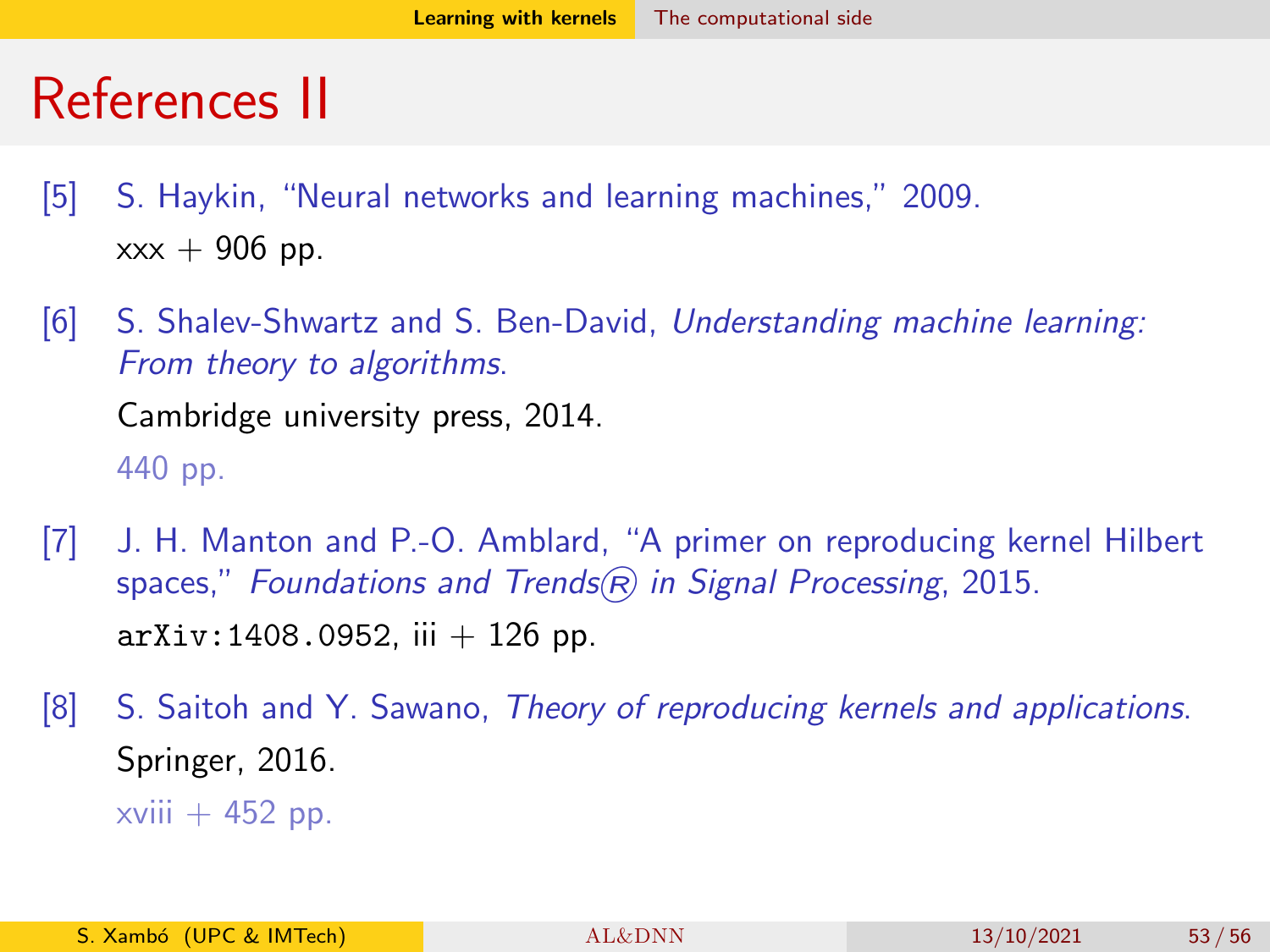# References II

[5] S. Haykin, "Neural networks and learning machines," 2009.
xxx + 906 pp.

[6] S. Shalev-Shwartz and S. Ben-David, *Understanding machine learning: From theory to algorithms*.
Cambridge university press, 2014.
440 pp.

[7] J. H. Manton and P.-O. Amblard, "A primer on reproducing kernel Hilbert spaces," *Foundations and Trends® in Signal Processing*, 2015.
`arXiv:1408.0952`, iii + 126 pp.

[8] S. Saitoh and Y. Sawano, *Theory of reproducing kernels and applications*.
Springer, 2016.
xviii + 452 pp.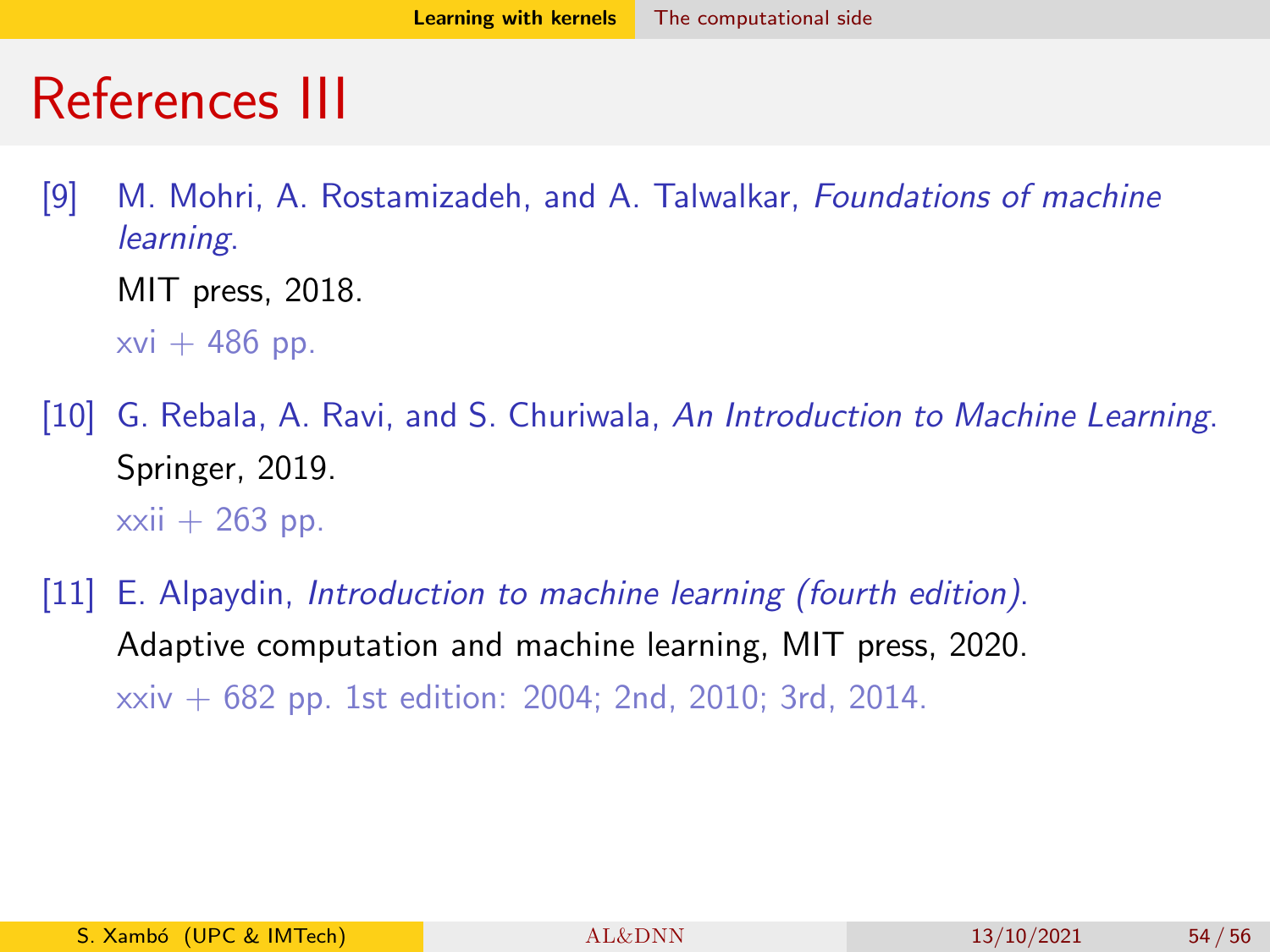# References III

[9] M. Mohri, A. Rostamizadeh, and A. Talwalkar, *Foundations of machine learning*.
MIT press, 2018.
xvi + 486 pp.

[10] G. Rebala, A. Ravi, and S. Churiwala, *An Introduction to Machine Learning*.
Springer, 2019.
xxii + 263 pp.

[11] E. Alpaydin, *Introduction to machine learning (fourth edition)*.
Adaptive computation and machine learning, MIT press, 2020.
xxiv + 682 pp. 1st edition: 2004; 2nd, 2010; 3rd, 2014.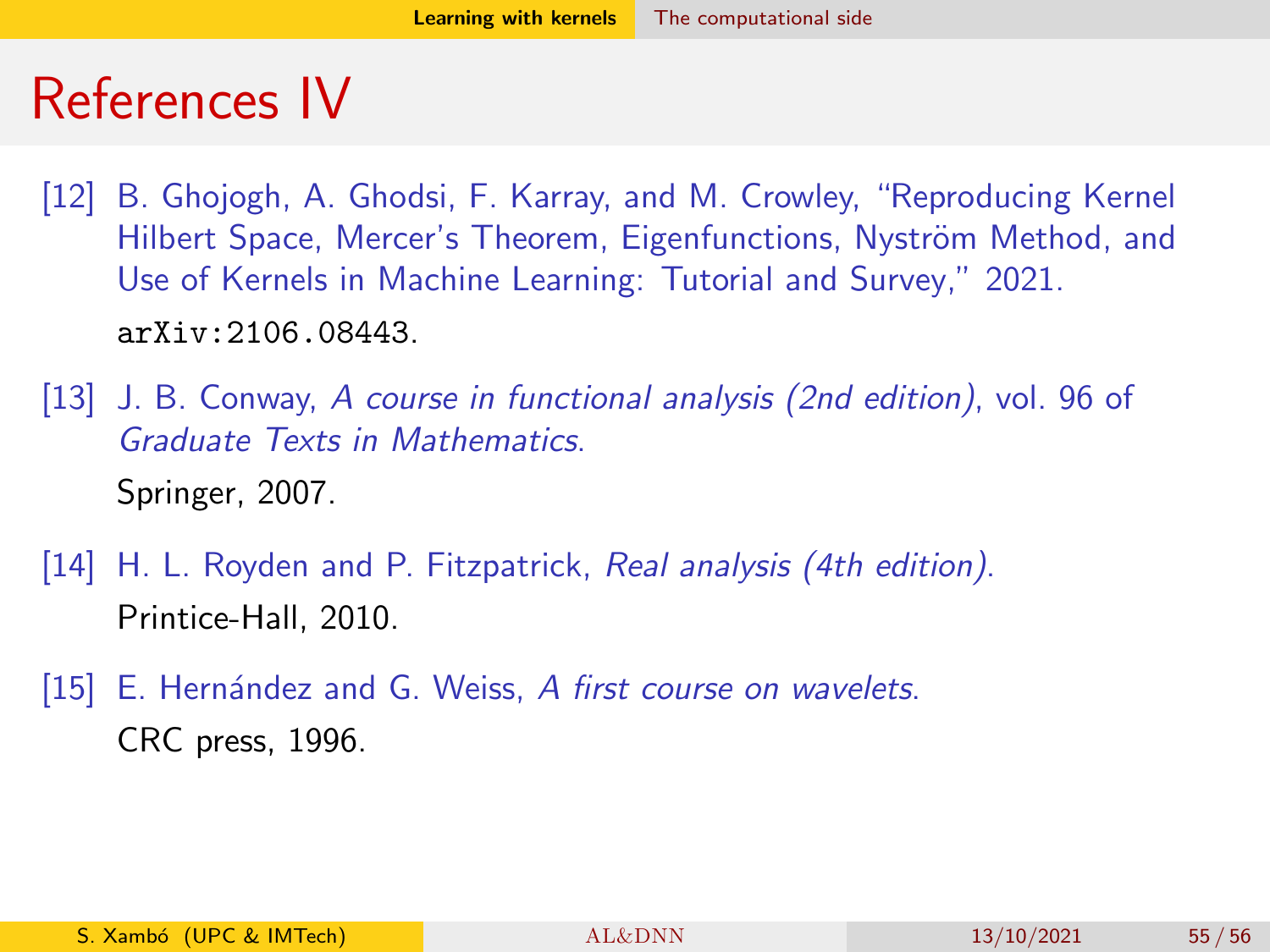# References IV

[12] B. Ghojogh, A. Ghodsi, F. Karray, and M. Crowley, "Reproducing Kernel Hilbert Space, Mercer's Theorem, Eigenfunctions, Nyström Method, and Use of Kernels in Machine Learning: Tutorial and Survey," 2021.
`arXiv:2106.08443`.

[13] J. B. Conway, *A course in functional analysis (2nd edition)*, vol. 96 of *Graduate Texts in Mathematics*.
Springer, 2007.

[14] H. L. Royden and P. Fitzpatrick, *Real analysis (4th edition)*.
Printice-Hall, 2010.

[15] E. Hernández and G. Weiss, *A first course on wavelets*.
CRC press, 1996.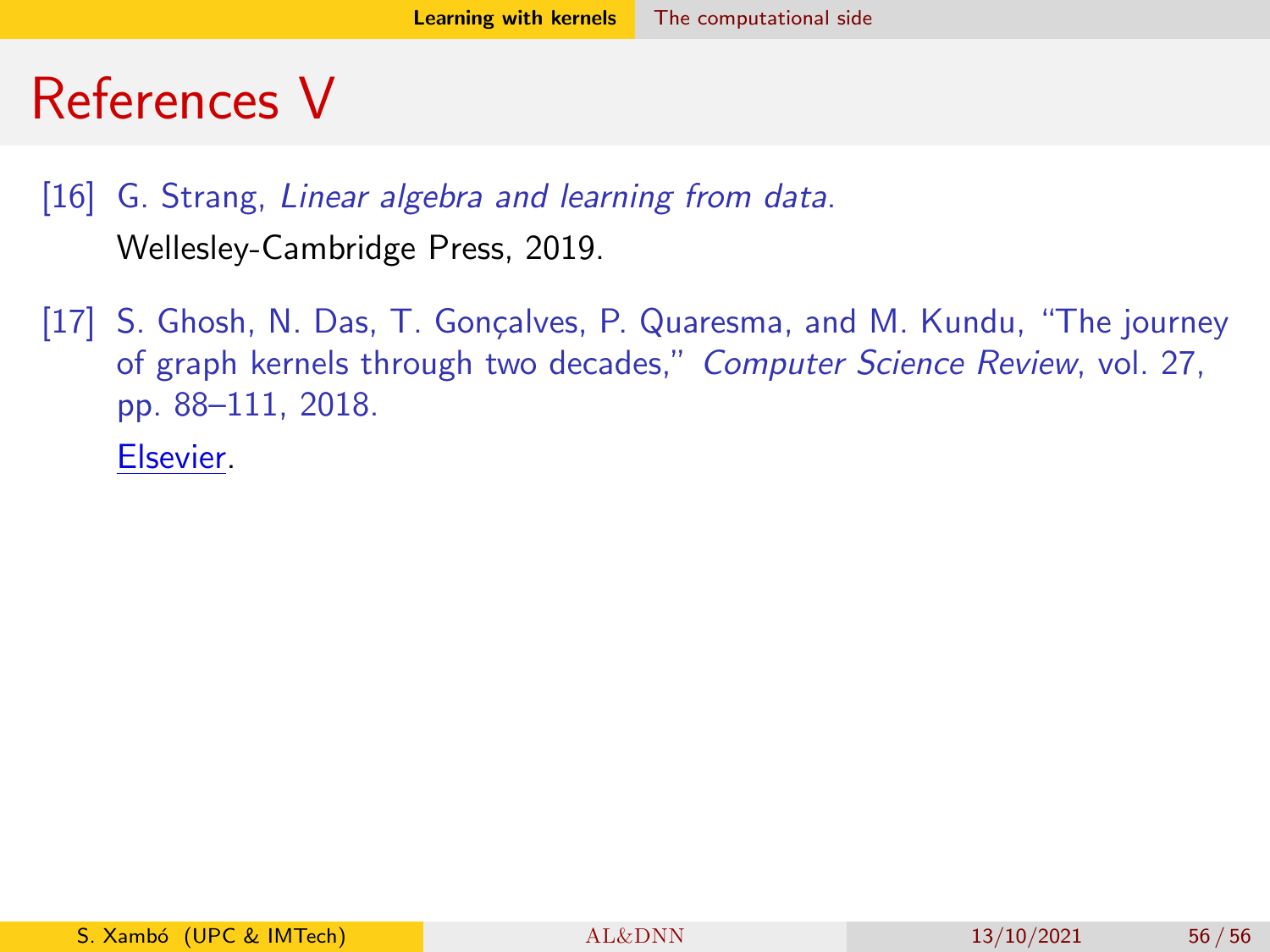# References V

[16] G. Strang, *Linear algebra and learning from data*.
Wellesley-Cambridge Press, 2019.

[17] S. Ghosh, N. Das, T. Gonçalves, P. Quaresma, and M. Kundu, "The journey of graph kernels through two decades," *Computer Science Review*, vol. 27, pp. 88–111, 2018.
Elsevier.